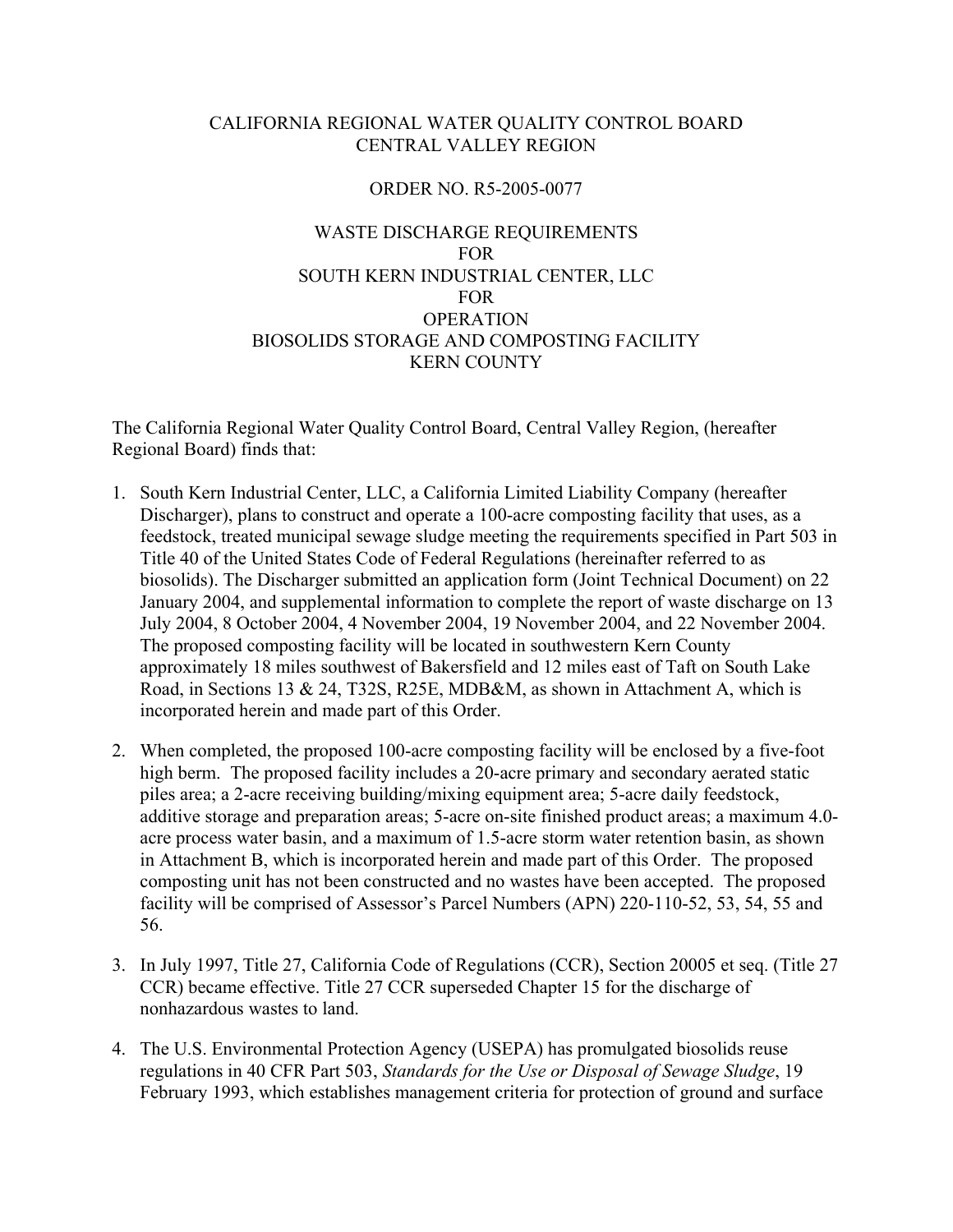CALIFORNIA REGIONAL WATER QUALITY CONTROL BOARD
CENTRAL VALLEY REGION

ORDER NO. R5-2005-0077

WASTE DISCHARGE REQUIREMENTS
FOR
SOUTH KERN INDUSTRIAL CENTER, LLC
FOR
OPERATION
BIOSOLIDS STORAGE AND COMPOSTING FACILITY
KERN COUNTY

The California Regional Water Quality Control Board, Central Valley Region, (hereafter Regional Board) finds that:

1. South Kern Industrial Center, LLC, a California Limited Liability Company (hereafter Discharger), plans to construct and operate a 100-acre composting facility that uses, as a feedstock, treated municipal sewage sludge meeting the requirements specified in Part 503 in Title 40 of the United States Code of Federal Regulations (hereinafter referred to as biosolids). The Discharger submitted an application form (Joint Technical Document) on 22 January 2004, and supplemental information to complete the report of waste discharge on 13 July 2004, 8 October 2004, 4 November 2004, 19 November 2004, and 22 November 2004. The proposed composting facility will be located in southwestern Kern County approximately 18 miles southwest of Bakersfield and 12 miles east of Taft on South Lake Road, in Sections 13 & 24, T32S, R25E, MDB&M, as shown in Attachment A, which is incorporated herein and made part of this Order.

2. When completed, the proposed 100-acre composting facility will be enclosed by a five-foot high berm. The proposed facility includes a 20-acre primary and secondary aerated static piles area; a 2-acre receiving building/mixing equipment area; 5-acre daily feedstock, additive storage and preparation areas; 5-acre on-site finished product areas; a maximum 4.0-acre process water basin, and a maximum of 1.5-acre storm water retention basin, as shown in Attachment B, which is incorporated herein and made part of this Order. The proposed composting unit has not been constructed and no wastes have been accepted. The proposed facility will be comprised of Assessor's Parcel Numbers (APN) 220-110-52, 53, 54, 55 and 56.

3. In July 1997, Title 27, California Code of Regulations (CCR), Section 20005 et seq. (Title 27 CCR) became effective. Title 27 CCR superseded Chapter 15 for the discharge of nonhazardous wastes to land.

4. The U.S. Environmental Protection Agency (USEPA) has promulgated biosolids reuse regulations in 40 CFR Part 503, *Standards for the Use or Disposal of Sewage Sludge*, 19 February 1993, which establishes management criteria for protection of ground and surface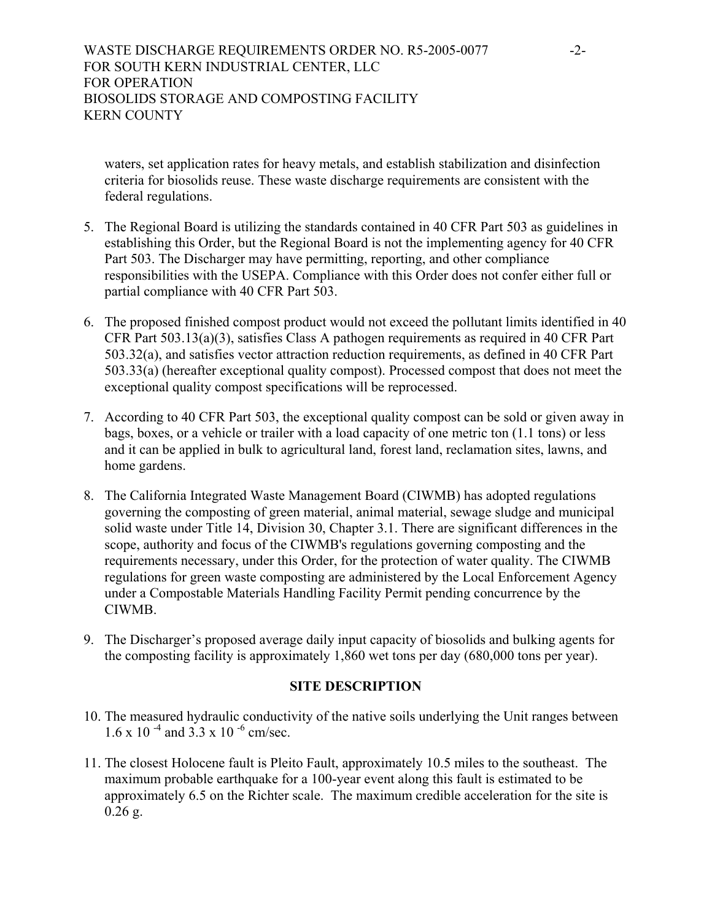waters, set application rates for heavy metals, and establish stabilization and disinfection criteria for biosolids reuse. These waste discharge requirements are consistent with the federal regulations.

5. The Regional Board is utilizing the standards contained in 40 CFR Part 503 as guidelines in establishing this Order, but the Regional Board is not the implementing agency for 40 CFR Part 503. The Discharger may have permitting, reporting, and other compliance responsibilities with the USEPA. Compliance with this Order does not confer either full or partial compliance with 40 CFR Part 503.

6. The proposed finished compost product would not exceed the pollutant limits identified in 40 CFR Part 503.13(a)(3), satisfies Class A pathogen requirements as required in 40 CFR Part 503.32(a), and satisfies vector attraction reduction requirements, as defined in 40 CFR Part 503.33(a) (hereafter exceptional quality compost). Processed compost that does not meet the exceptional quality compost specifications will be reprocessed.

7. According to 40 CFR Part 503, the exceptional quality compost can be sold or given away in bags, boxes, or a vehicle or trailer with a load capacity of one metric ton (1.1 tons) or less and it can be applied in bulk to agricultural land, forest land, reclamation sites, lawns, and home gardens.

8. The California Integrated Waste Management Board (CIWMB) has adopted regulations governing the composting of green material, animal material, sewage sludge and municipal solid waste under Title 14, Division 30, Chapter 3.1. There are significant differences in the scope, authority and focus of the CIWMB's regulations governing composting and the requirements necessary, under this Order, for the protection of water quality. The CIWMB regulations for green waste composting are administered by the Local Enforcement Agency under a Compostable Materials Handling Facility Permit pending concurrence by the CIWMB.

9. The Discharger's proposed average daily input capacity of biosolids and bulking agents for the composting facility is approximately 1,860 wet tons per day (680,000 tons per year).

## SITE DESCRIPTION

10. The measured hydraulic conductivity of the native soils underlying the Unit ranges between $1.6 \times 10^{-4}$ and $3.3 \times 10^{-6}$ cm/sec.

11. The closest Holocene fault is Pleito Fault, approximately 10.5 miles to the southeast. The maximum probable earthquake for a 100-year event along this fault is estimated to be approximately 6.5 on the Richter scale. The maximum credible acceleration for the site is 0.26 g.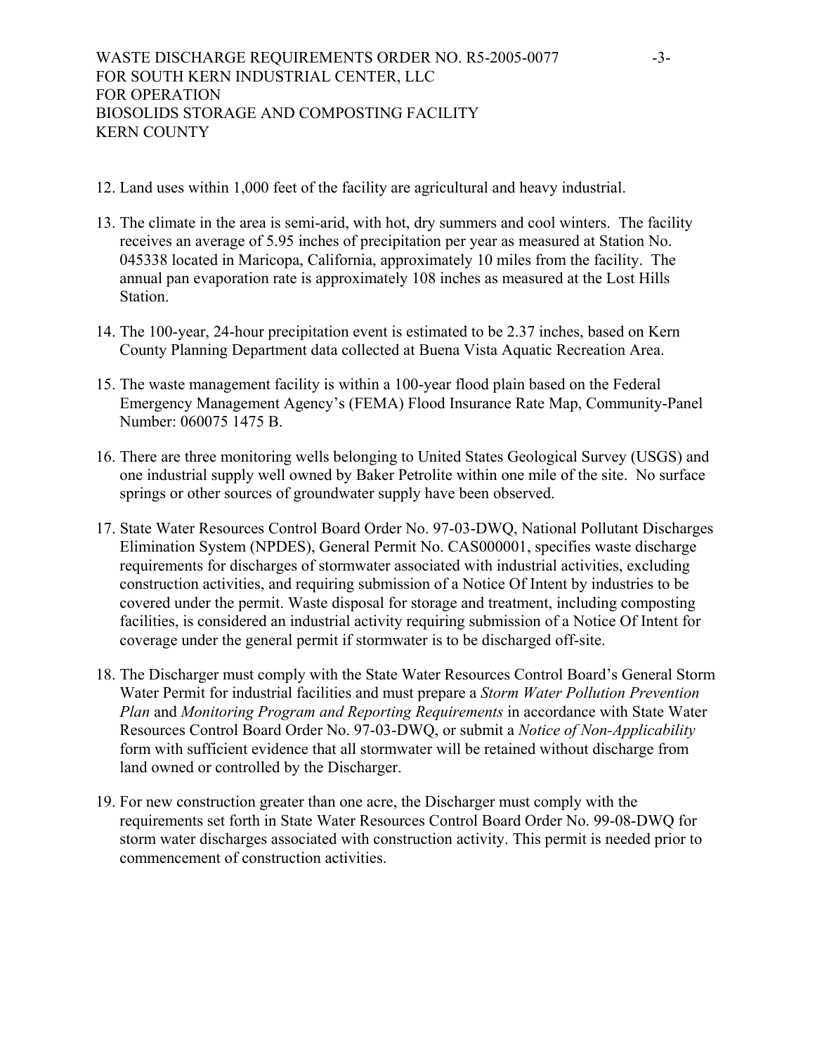12. Land uses within 1,000 feet of the facility are agricultural and heavy industrial.

13. The climate in the area is semi-arid, with hot, dry summers and cool winters. The facility receives an average of 5.95 inches of precipitation per year as measured at Station No. 045338 located in Maricopa, California, approximately 10 miles from the facility. The annual pan evaporation rate is approximately 108 inches as measured at the Lost Hills Station.

14. The 100-year, 24-hour precipitation event is estimated to be 2.37 inches, based on Kern County Planning Department data collected at Buena Vista Aquatic Recreation Area.

15. The waste management facility is within a 100-year flood plain based on the Federal Emergency Management Agency's (FEMA) Flood Insurance Rate Map, Community-Panel Number: 060075 1475 B.

16. There are three monitoring wells belonging to United States Geological Survey (USGS) and one industrial supply well owned by Baker Petrolite within one mile of the site. No surface springs or other sources of groundwater supply have been observed.

17. State Water Resources Control Board Order No. 97-03-DWQ, National Pollutant Discharges Elimination System (NPDES), General Permit No. CAS000001, specifies waste discharge requirements for discharges of stormwater associated with industrial activities, excluding construction activities, and requiring submission of a Notice Of Intent by industries to be covered under the permit. Waste disposal for storage and treatment, including composting facilities, is considered an industrial activity requiring submission of a Notice Of Intent for coverage under the general permit if stormwater is to be discharged off-site.

18. The Discharger must comply with the State Water Resources Control Board's General Storm Water Permit for industrial facilities and must prepare a *Storm Water Pollution Prevention Plan* and *Monitoring Program and Reporting Requirements* in accordance with State Water Resources Control Board Order No. 97-03-DWQ, or submit a *Notice of Non-Applicability* form with sufficient evidence that all stormwater will be retained without discharge from land owned or controlled by the Discharger.

19. For new construction greater than one acre, the Discharger must comply with the requirements set forth in State Water Resources Control Board Order No. 99-08-DWQ for storm water discharges associated with construction activity. This permit is needed prior to commencement of construction activities.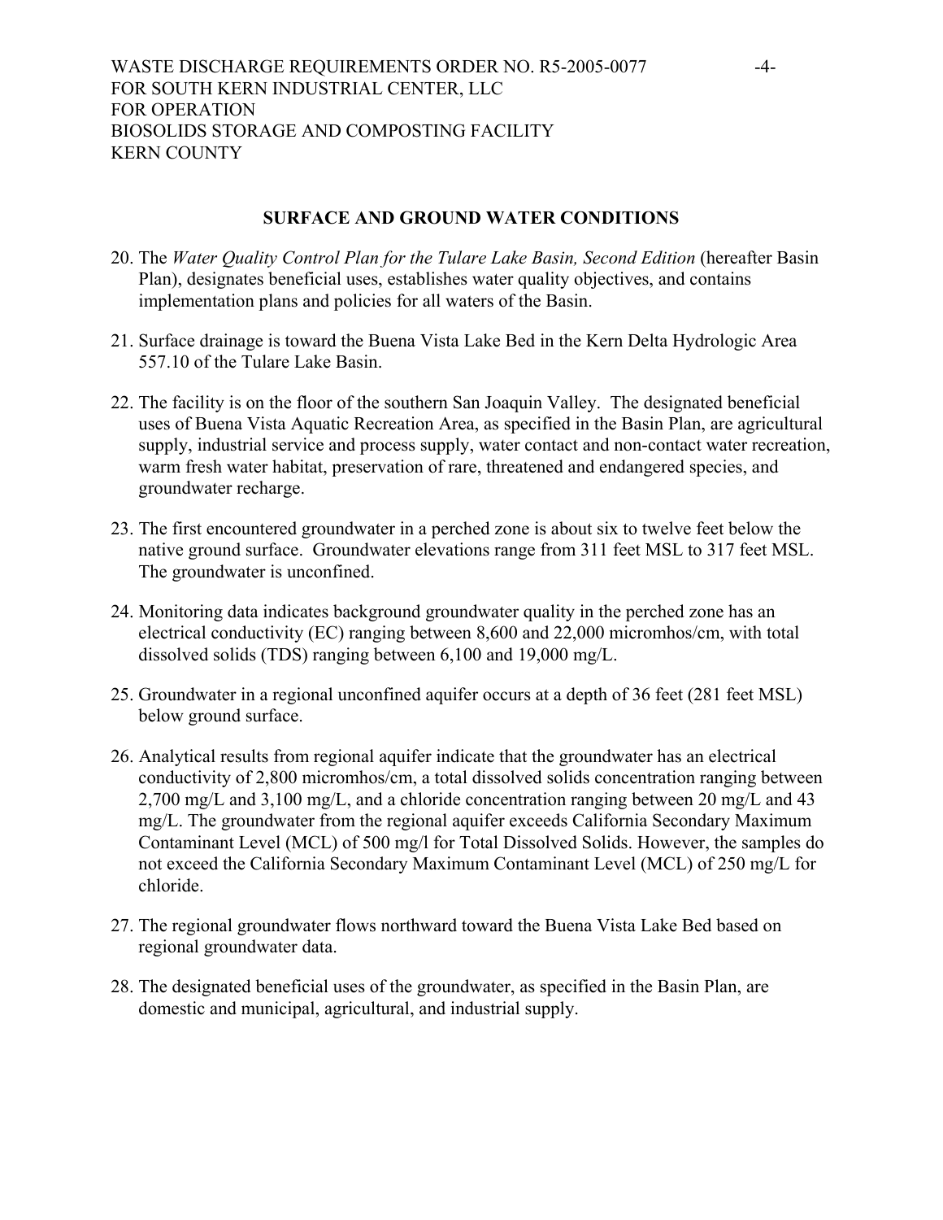## SURFACE AND GROUND WATER CONDITIONS

20. The *Water Quality Control Plan for the Tulare Lake Basin, Second Edition* (hereafter Basin Plan), designates beneficial uses, establishes water quality objectives, and contains implementation plans and policies for all waters of the Basin.

21. Surface drainage is toward the Buena Vista Lake Bed in the Kern Delta Hydrologic Area 557.10 of the Tulare Lake Basin.

22. The facility is on the floor of the southern San Joaquin Valley. The designated beneficial uses of Buena Vista Aquatic Recreation Area, as specified in the Basin Plan, are agricultural supply, industrial service and process supply, water contact and non-contact water recreation, warm fresh water habitat, preservation of rare, threatened and endangered species, and groundwater recharge.

23. The first encountered groundwater in a perched zone is about six to twelve feet below the native ground surface. Groundwater elevations range from 311 feet MSL to 317 feet MSL. The groundwater is unconfined.

24. Monitoring data indicates background groundwater quality in the perched zone has an electrical conductivity (EC) ranging between 8,600 and 22,000 micromhos/cm, with total dissolved solids (TDS) ranging between 6,100 and 19,000 mg/L.

25. Groundwater in a regional unconfined aquifer occurs at a depth of 36 feet (281 feet MSL) below ground surface.

26. Analytical results from regional aquifer indicate that the groundwater has an electrical conductivity of 2,800 micromhos/cm, a total dissolved solids concentration ranging between 2,700 mg/L and 3,100 mg/L, and a chloride concentration ranging between 20 mg/L and 43 mg/L. The groundwater from the regional aquifer exceeds California Secondary Maximum Contaminant Level (MCL) of 500 mg/l for Total Dissolved Solids. However, the samples do not exceed the California Secondary Maximum Contaminant Level (MCL) of 250 mg/L for chloride.

27. The regional groundwater flows northward toward the Buena Vista Lake Bed based on regional groundwater data.

28. The designated beneficial uses of the groundwater, as specified in the Basin Plan, are domestic and municipal, agricultural, and industrial supply.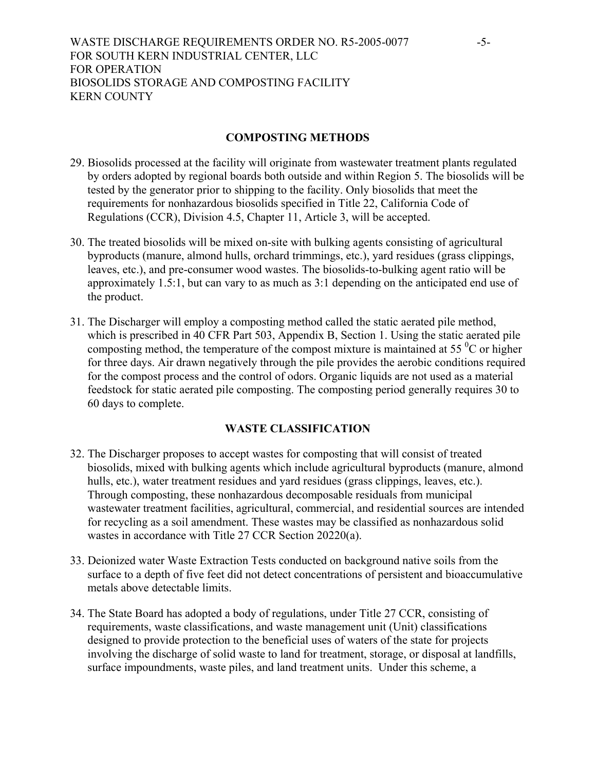## COMPOSTING METHODS

29. Biosolids processed at the facility will originate from wastewater treatment plants regulated by orders adopted by regional boards both outside and within Region 5. The biosolids will be tested by the generator prior to shipping to the facility. Only biosolids that meet the requirements for nonhazardous biosolids specified in Title 22, California Code of Regulations (CCR), Division 4.5, Chapter 11, Article 3, will be accepted.

30. The treated biosolids will be mixed on-site with bulking agents consisting of agricultural byproducts (manure, almond hulls, orchard trimmings, etc.), yard residues (grass clippings, leaves, etc.), and pre-consumer wood wastes. The biosolids-to-bulking agent ratio will be approximately 1.5:1, but can vary to as much as 3:1 depending on the anticipated end use of the product.

31. The Discharger will employ a composting method called the static aerated pile method, which is prescribed in 40 CFR Part 503, Appendix B, Section 1. Using the static aerated pile composting method, the temperature of the compost mixture is maintained at 55 $^{0}$C or higher for three days. Air drawn negatively through the pile provides the aerobic conditions required for the compost process and the control of odors. Organic liquids are not used as a material feedstock for static aerated pile composting. The composting period generally requires 30 to 60 days to complete.

## WASTE CLASSIFICATION

32. The Discharger proposes to accept wastes for composting that will consist of treated biosolids, mixed with bulking agents which include agricultural byproducts (manure, almond hulls, etc.), water treatment residues and yard residues (grass clippings, leaves, etc.). Through composting, these nonhazardous decomposable residuals from municipal wastewater treatment facilities, agricultural, commercial, and residential sources are intended for recycling as a soil amendment. These wastes may be classified as nonhazardous solid wastes in accordance with Title 27 CCR Section 20220(a).

33. Deionized water Waste Extraction Tests conducted on background native soils from the surface to a depth of five feet did not detect concentrations of persistent and bioaccumulative metals above detectable limits.

34. The State Board has adopted a body of regulations, under Title 27 CCR, consisting of requirements, waste classifications, and waste management unit (Unit) classifications designed to provide protection to the beneficial uses of waters of the state for projects involving the discharge of solid waste to land for treatment, storage, or disposal at landfills, surface impoundments, waste piles, and land treatment units. Under this scheme, a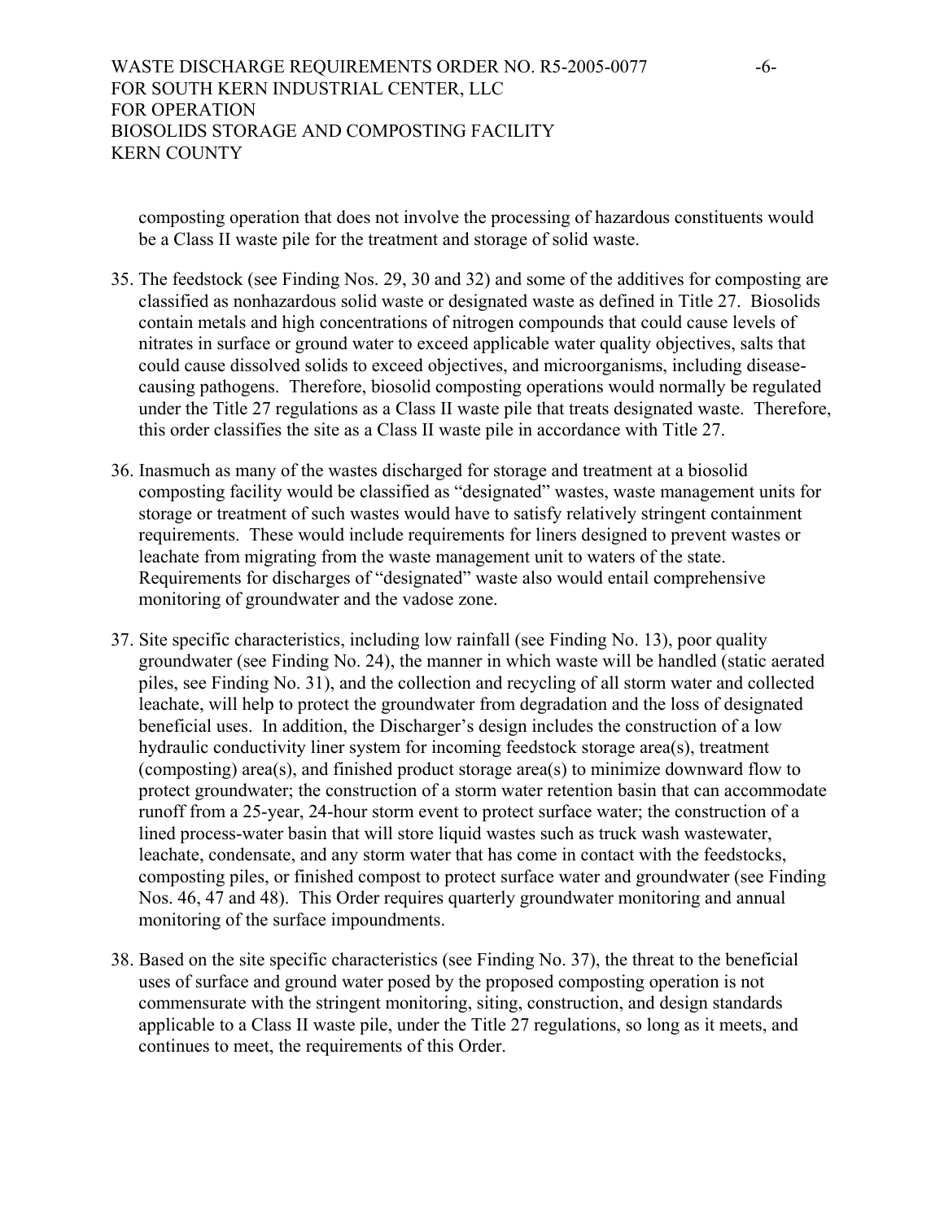composting operation that does not involve the processing of hazardous constituents would be a Class II waste pile for the treatment and storage of solid waste.

35. The feedstock (see Finding Nos. 29, 30 and 32) and some of the additives for composting are classified as nonhazardous solid waste or designated waste as defined in Title 27. Biosolids contain metals and high concentrations of nitrogen compounds that could cause levels of nitrates in surface or ground water to exceed applicable water quality objectives, salts that could cause dissolved solids to exceed objectives, and microorganisms, including disease-causing pathogens. Therefore, biosolid composting operations would normally be regulated under the Title 27 regulations as a Class II waste pile that treats designated waste. Therefore, this order classifies the site as a Class II waste pile in accordance with Title 27.

36. Inasmuch as many of the wastes discharged for storage and treatment at a biosolid composting facility would be classified as "designated" wastes, waste management units for storage or treatment of such wastes would have to satisfy relatively stringent containment requirements. These would include requirements for liners designed to prevent wastes or leachate from migrating from the waste management unit to waters of the state. Requirements for discharges of "designated" waste also would entail comprehensive monitoring of groundwater and the vadose zone.

37. Site specific characteristics, including low rainfall (see Finding No. 13), poor quality groundwater (see Finding No. 24), the manner in which waste will be handled (static aerated piles, see Finding No. 31), and the collection and recycling of all storm water and collected leachate, will help to protect the groundwater from degradation and the loss of designated beneficial uses. In addition, the Discharger's design includes the construction of a low hydraulic conductivity liner system for incoming feedstock storage area(s), treatment (composting) area(s), and finished product storage area(s) to minimize downward flow to protect groundwater; the construction of a storm water retention basin that can accommodate runoff from a 25-year, 24-hour storm event to protect surface water; the construction of a lined process-water basin that will store liquid wastes such as truck wash wastewater, leachate, condensate, and any storm water that has come in contact with the feedstocks, composting piles, or finished compost to protect surface water and groundwater (see Finding Nos. 46, 47 and 48). This Order requires quarterly groundwater monitoring and annual monitoring of the surface impoundments.

38. Based on the site specific characteristics (see Finding No. 37), the threat to the beneficial uses of surface and ground water posed by the proposed composting operation is not commensurate with the stringent monitoring, siting, construction, and design standards applicable to a Class II waste pile, under the Title 27 regulations, so long as it meets, and continues to meet, the requirements of this Order.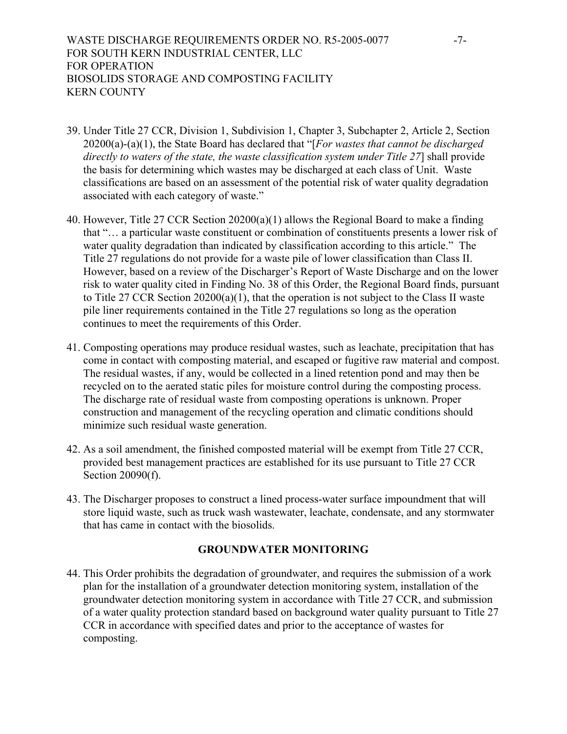39. Under Title 27 CCR, Division 1, Subdivision 1, Chapter 3, Subchapter 2, Article 2, Section 20200(a)-(a)(1), the State Board has declared that "[*For wastes that cannot be discharged directly to waters of the state, the waste classification system under Title 27*] shall provide the basis for determining which wastes may be discharged at each class of Unit. Waste classifications are based on an assessment of the potential risk of water quality degradation associated with each category of waste."

40. However, Title 27 CCR Section 20200(a)(1) allows the Regional Board to make a finding that "… a particular waste constituent or combination of constituents presents a lower risk of water quality degradation than indicated by classification according to this article." The Title 27 regulations do not provide for a waste pile of lower classification than Class II. However, based on a review of the Discharger's Report of Waste Discharge and on the lower risk to water quality cited in Finding No. 38 of this Order, the Regional Board finds, pursuant to Title 27 CCR Section 20200(a)(1), that the operation is not subject to the Class II waste pile liner requirements contained in the Title 27 regulations so long as the operation continues to meet the requirements of this Order.

41. Composting operations may produce residual wastes, such as leachate, precipitation that has come in contact with composting material, and escaped or fugitive raw material and compost. The residual wastes, if any, would be collected in a lined retention pond and may then be recycled on to the aerated static piles for moisture control during the composting process. The discharge rate of residual waste from composting operations is unknown. Proper construction and management of the recycling operation and climatic conditions should minimize such residual waste generation.

42. As a soil amendment, the finished composted material will be exempt from Title 27 CCR, provided best management practices are established for its use pursuant to Title 27 CCR Section 20090(f).

43. The Discharger proposes to construct a lined process-water surface impoundment that will store liquid waste, such as truck wash wastewater, leachate, condensate, and any stormwater that has came in contact with the biosolids.

## GROUNDWATER MONITORING

44. This Order prohibits the degradation of groundwater, and requires the submission of a work plan for the installation of a groundwater detection monitoring system, installation of the groundwater detection monitoring system in accordance with Title 27 CCR, and submission of a water quality protection standard based on background water quality pursuant to Title 27 CCR in accordance with specified dates and prior to the acceptance of wastes for composting.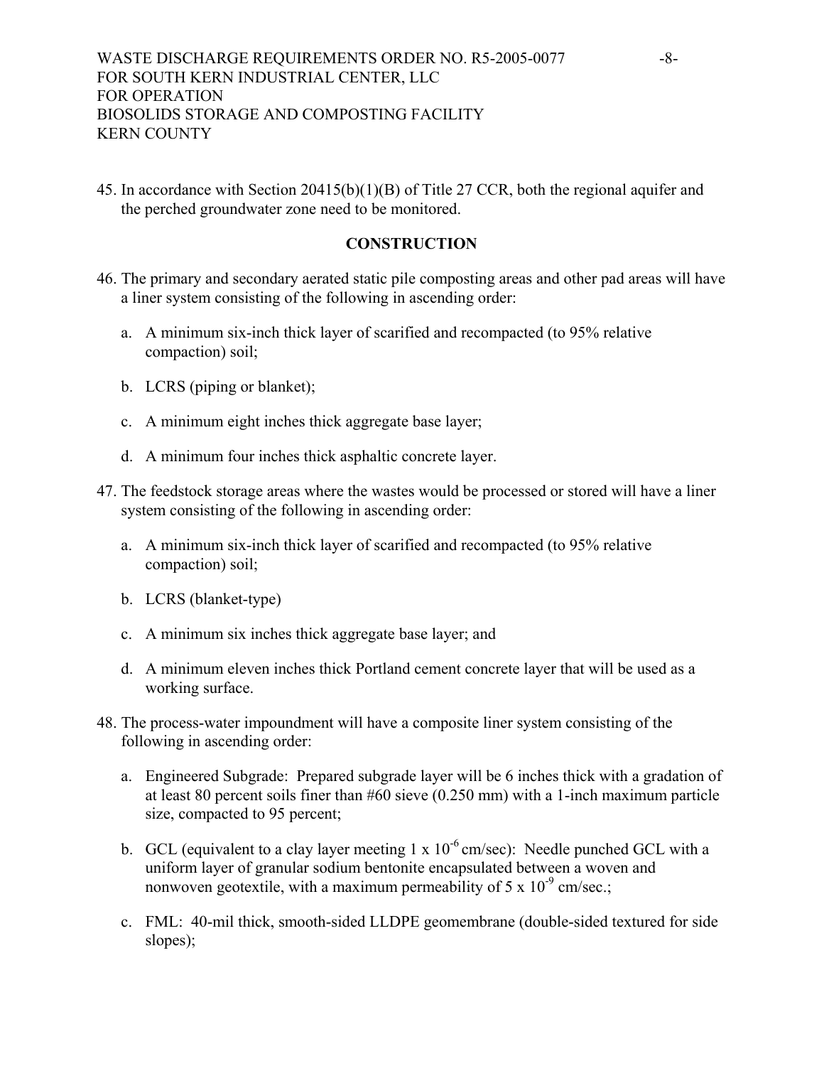45. In accordance with Section 20415(b)(1)(B) of Title 27 CCR, both the regional aquifer and the perched groundwater zone need to be monitored.

## CONSTRUCTION

46. The primary and secondary aerated static pile composting areas and other pad areas will have a liner system consisting of the following in ascending order:

    a. A minimum six-inch thick layer of scarified and recompacted (to 95% relative compaction) soil;

    b. LCRS (piping or blanket);

    c. A minimum eight inches thick aggregate base layer;

    d. A minimum four inches thick asphaltic concrete layer.

47. The feedstock storage areas where the wastes would be processed or stored will have a liner system consisting of the following in ascending order:

    a. A minimum six-inch thick layer of scarified and recompacted (to 95% relative compaction) soil;

    b. LCRS (blanket-type)

    c. A minimum six inches thick aggregate base layer; and

    d. A minimum eleven inches thick Portland cement concrete layer that will be used as a working surface.

48. The process-water impoundment will have a composite liner system consisting of the following in ascending order:

    a. Engineered Subgrade: Prepared subgrade layer will be 6 inches thick with a gradation of at least 80 percent soils finer than #60 sieve (0.250 mm) with a 1-inch maximum particle size, compacted to 95 percent;

    b. GCL (equivalent to a clay layer meeting $1 \times 10^{-6}$ cm/sec): Needle punched GCL with a uniform layer of granular sodium bentonite encapsulated between a woven and nonwoven geotextile, with a maximum permeability of $5 \times 10^{-9}$ cm/sec.;

    c. FML: 40-mil thick, smooth-sided LLDPE geomembrane (double-sided textured for side slopes);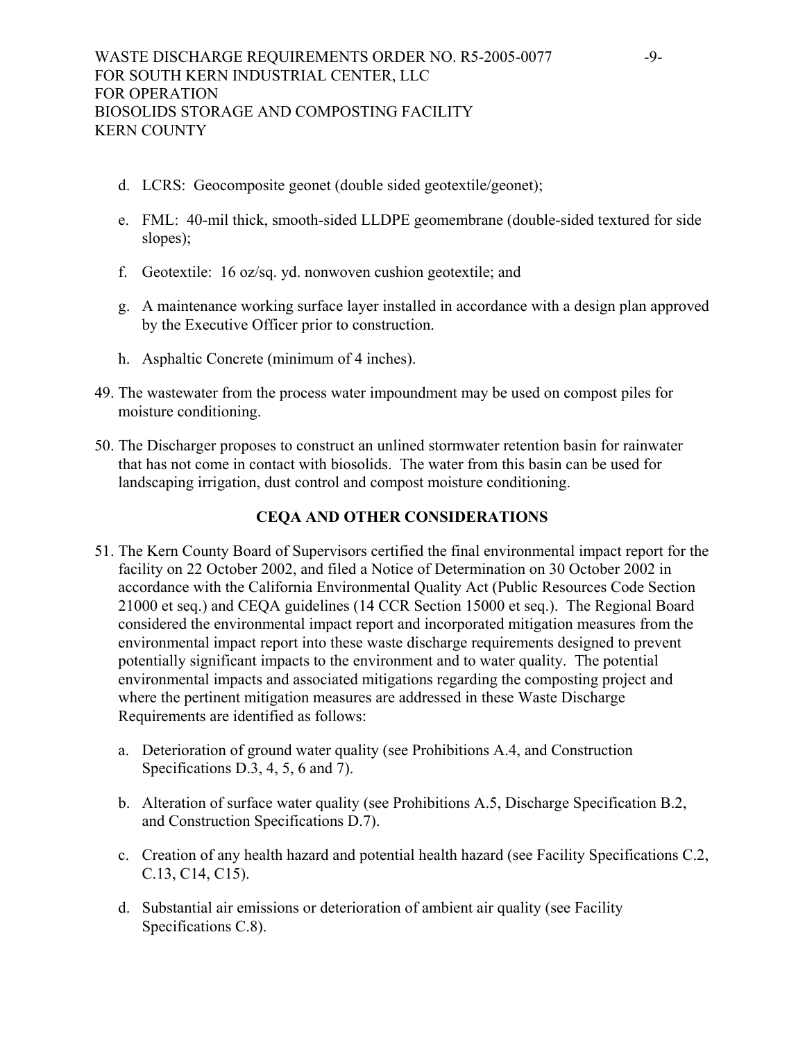d. LCRS: Geocomposite geonet (double sided geotextile/geonet);

e. FML: 40-mil thick, smooth-sided LLDPE geomembrane (double-sided textured for side slopes);

f. Geotextile: 16 oz/sq. yd. nonwoven cushion geotextile; and

g. A maintenance working surface layer installed in accordance with a design plan approved by the Executive Officer prior to construction.

h. Asphaltic Concrete (minimum of 4 inches).

49. The wastewater from the process water impoundment may be used on compost piles for moisture conditioning.

50. The Discharger proposes to construct an unlined stormwater retention basin for rainwater that has not come in contact with biosolids. The water from this basin can be used for landscaping irrigation, dust control and compost moisture conditioning.

## CEQA AND OTHER CONSIDERATIONS

51. The Kern County Board of Supervisors certified the final environmental impact report for the facility on 22 October 2002, and filed a Notice of Determination on 30 October 2002 in accordance with the California Environmental Quality Act (Public Resources Code Section 21000 et seq.) and CEQA guidelines (14 CCR Section 15000 et seq.). The Regional Board considered the environmental impact report and incorporated mitigation measures from the environmental impact report into these waste discharge requirements designed to prevent potentially significant impacts to the environment and to water quality. The potential environmental impacts and associated mitigations regarding the composting project and where the pertinent mitigation measures are addressed in these Waste Discharge Requirements are identified as follows:

    a. Deterioration of ground water quality (see Prohibitions A.4, and Construction Specifications D.3, 4, 5, 6 and 7).

    b. Alteration of surface water quality (see Prohibitions A.5, Discharge Specification B.2, and Construction Specifications D.7).

    c. Creation of any health hazard and potential health hazard (see Facility Specifications C.2, C.13, C14, C15).

    d. Substantial air emissions or deterioration of ambient air quality (see Facility Specifications C.8).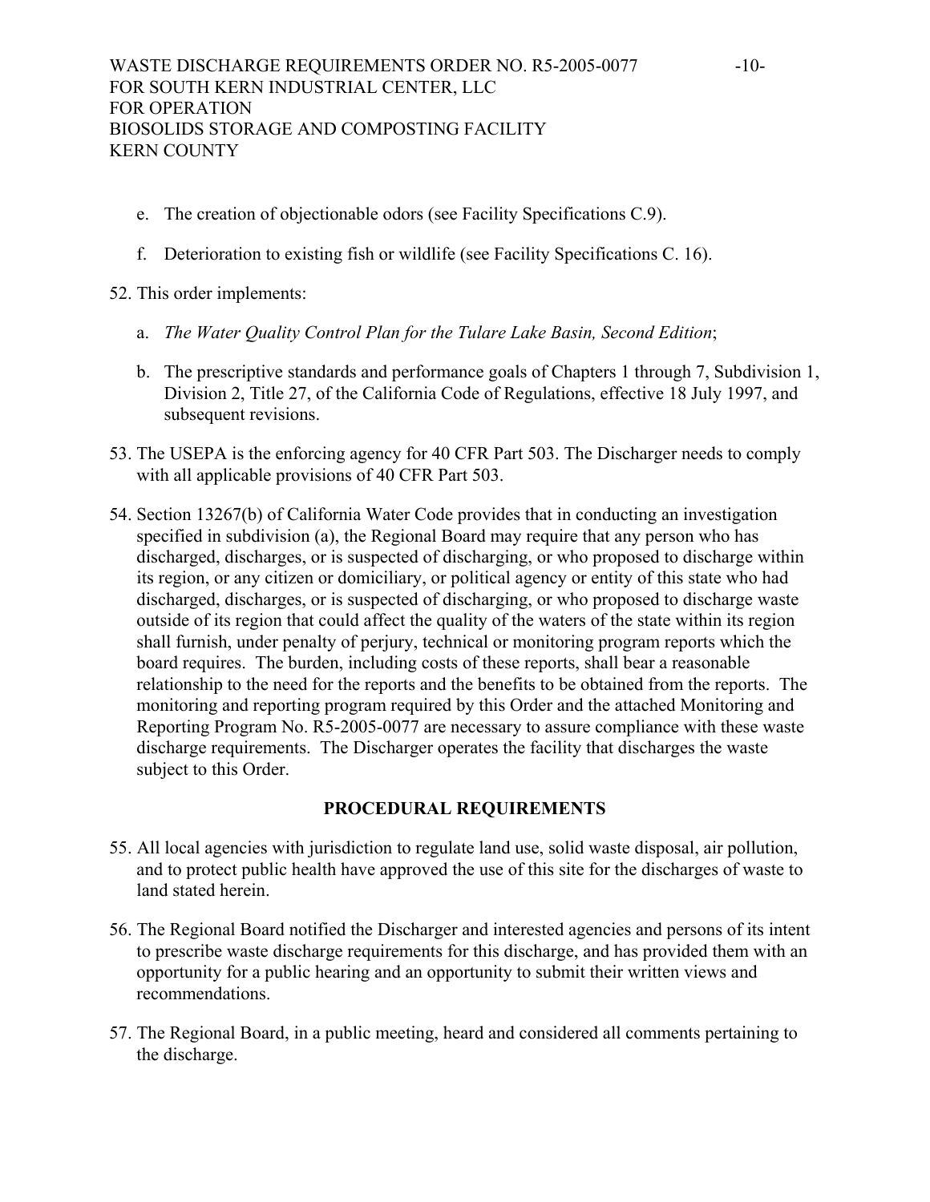e. The creation of objectionable odors (see Facility Specifications C.9).

f. Deterioration to existing fish or wildlife (see Facility Specifications C. 16).

52. This order implements:

    a. *The Water Quality Control Plan for the Tulare Lake Basin, Second Edition*;

    b. The prescriptive standards and performance goals of Chapters 1 through 7, Subdivision 1, Division 2, Title 27, of the California Code of Regulations, effective 18 July 1997, and subsequent revisions.

53. The USEPA is the enforcing agency for 40 CFR Part 503. The Discharger needs to comply with all applicable provisions of 40 CFR Part 503.

54. Section 13267(b) of California Water Code provides that in conducting an investigation specified in subdivision (a), the Regional Board may require that any person who has discharged, discharges, or is suspected of discharging, or who proposed to discharge within its region, or any citizen or domiciliary, or political agency or entity of this state who had discharged, discharges, or is suspected of discharging, or who proposed to discharge waste outside of its region that could affect the quality of the waters of the state within its region shall furnish, under penalty of perjury, technical or monitoring program reports which the board requires. The burden, including costs of these reports, shall bear a reasonable relationship to the need for the reports and the benefits to be obtained from the reports. The monitoring and reporting program required by this Order and the attached Monitoring and Reporting Program No. R5-2005-0077 are necessary to assure compliance with these waste discharge requirements. The Discharger operates the facility that discharges the waste subject to this Order.

## PROCEDURAL REQUIREMENTS

55. All local agencies with jurisdiction to regulate land use, solid waste disposal, air pollution, and to protect public health have approved the use of this site for the discharges of waste to land stated herein.

56. The Regional Board notified the Discharger and interested agencies and persons of its intent to prescribe waste discharge requirements for this discharge, and has provided them with an opportunity for a public hearing and an opportunity to submit their written views and recommendations.

57. The Regional Board, in a public meeting, heard and considered all comments pertaining to the discharge.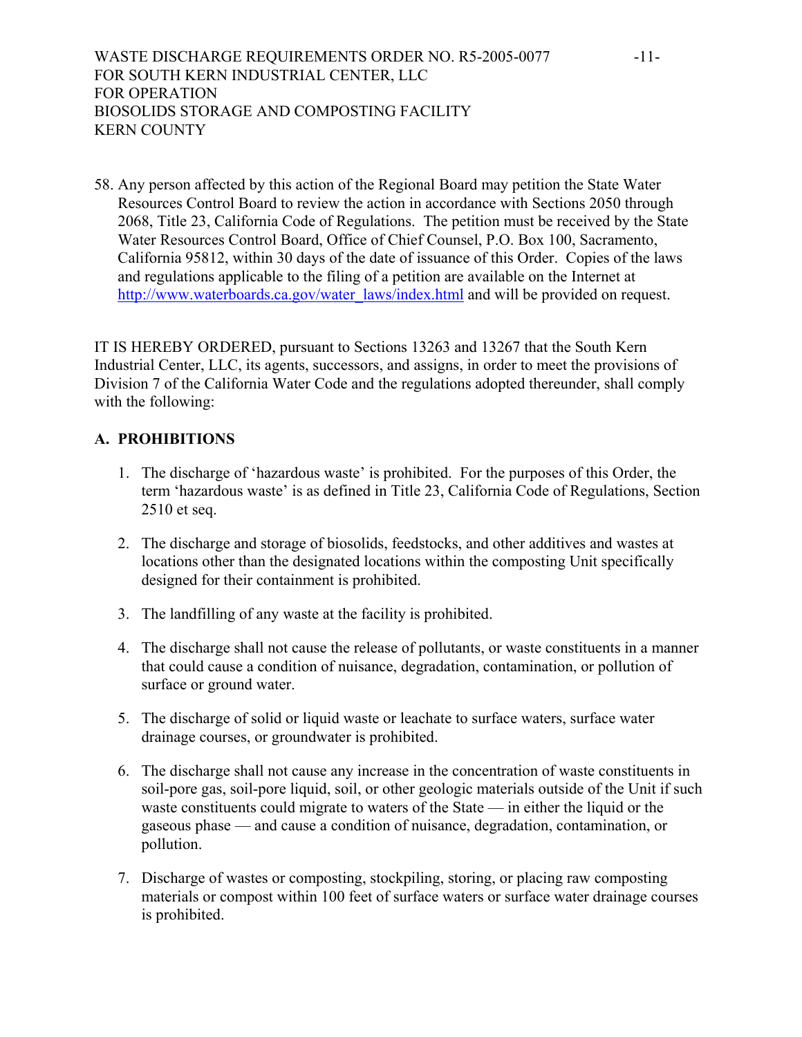58. Any person affected by this action of the Regional Board may petition the State Water Resources Control Board to review the action in accordance with Sections 2050 through 2068, Title 23, California Code of Regulations. The petition must be received by the State Water Resources Control Board, Office of Chief Counsel, P.O. Box 100, Sacramento, California 95812, within 30 days of the date of issuance of this Order. Copies of the laws and regulations applicable to the filing of a petition are available on the Internet at http://www.waterboards.ca.gov/water_laws/index.html and will be provided on request.

IT IS HEREBY ORDERED, pursuant to Sections 13263 and 13267 that the South Kern Industrial Center, LLC, its agents, successors, and assigns, in order to meet the provisions of Division 7 of the California Water Code and the regulations adopted thereunder, shall comply with the following:

## A. PROHIBITIONS

1. The discharge of 'hazardous waste' is prohibited. For the purposes of this Order, the term 'hazardous waste' is as defined in Title 23, California Code of Regulations, Section 2510 et seq.

2. The discharge and storage of biosolids, feedstocks, and other additives and wastes at locations other than the designated locations within the composting Unit specifically designed for their containment is prohibited.

3. The landfilling of any waste at the facility is prohibited.

4. The discharge shall not cause the release of pollutants, or waste constituents in a manner that could cause a condition of nuisance, degradation, contamination, or pollution of surface or ground water.

5. The discharge of solid or liquid waste or leachate to surface waters, surface water drainage courses, or groundwater is prohibited.

6. The discharge shall not cause any increase in the concentration of waste constituents in soil-pore gas, soil-pore liquid, soil, or other geologic materials outside of the Unit if such waste constituents could migrate to waters of the State — in either the liquid or the gaseous phase — and cause a condition of nuisance, degradation, contamination, or pollution.

7. Discharge of wastes or composting, stockpiling, storing, or placing raw composting materials or compost within 100 feet of surface waters or surface water drainage courses is prohibited.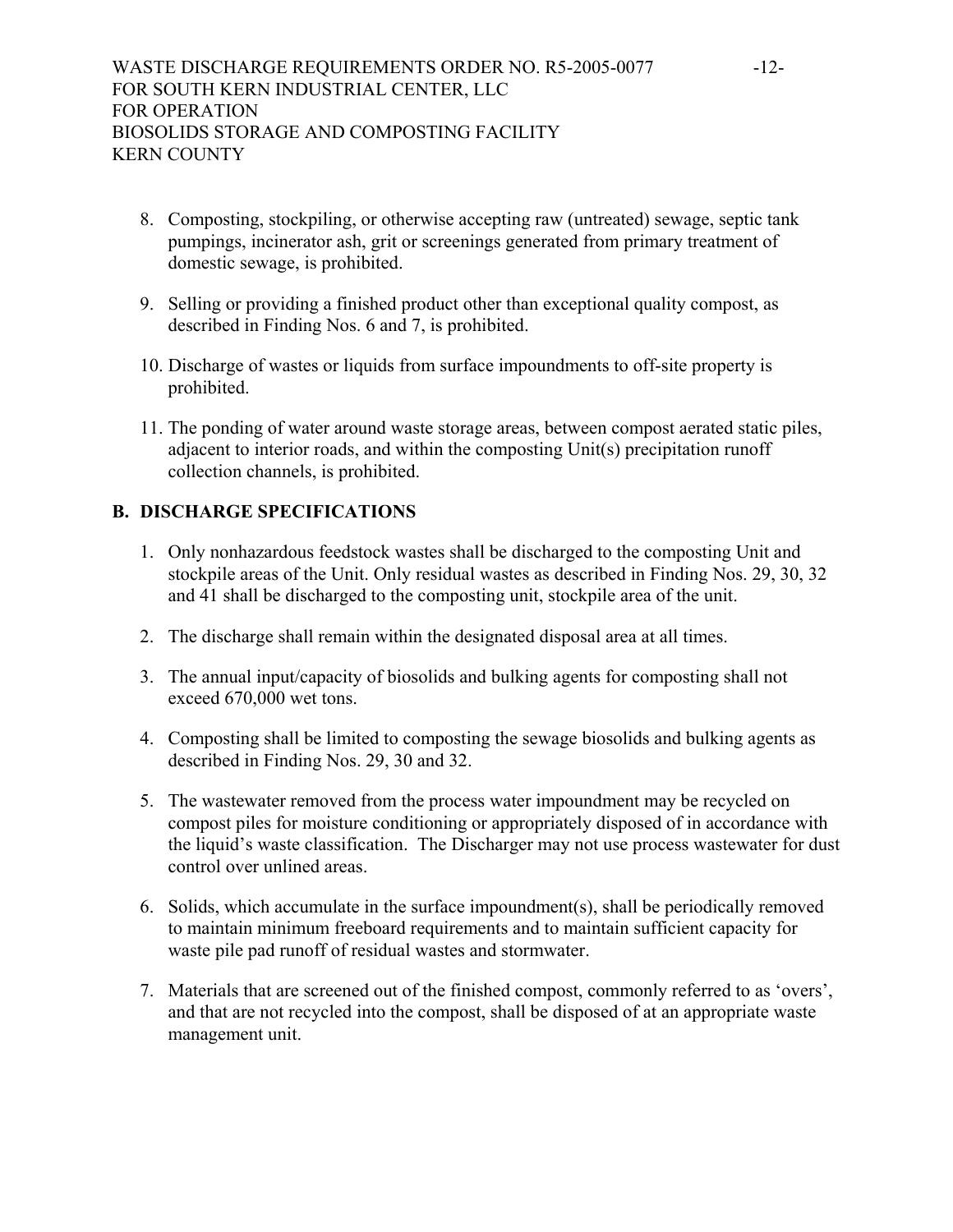8. Composting, stockpiling, or otherwise accepting raw (untreated) sewage, septic tank pumpings, incinerator ash, grit or screenings generated from primary treatment of domestic sewage, is prohibited.

9. Selling or providing a finished product other than exceptional quality compost, as described in Finding Nos. 6 and 7, is prohibited.

10. Discharge of wastes or liquids from surface impoundments to off-site property is prohibited.

11. The ponding of water around waste storage areas, between compost aerated static piles, adjacent to interior roads, and within the composting Unit(s) precipitation runoff collection channels, is prohibited.

## B. DISCHARGE SPECIFICATIONS

1. Only nonhazardous feedstock wastes shall be discharged to the composting Unit and stockpile areas of the Unit. Only residual wastes as described in Finding Nos. 29, 30, 32 and 41 shall be discharged to the composting unit, stockpile area of the unit.

2. The discharge shall remain within the designated disposal area at all times.

3. The annual input/capacity of biosolids and bulking agents for composting shall not exceed 670,000 wet tons.

4. Composting shall be limited to composting the sewage biosolids and bulking agents as described in Finding Nos. 29, 30 and 32.

5. The wastewater removed from the process water impoundment may be recycled on compost piles for moisture conditioning or appropriately disposed of in accordance with the liquid's waste classification. The Discharger may not use process wastewater for dust control over unlined areas.

6. Solids, which accumulate in the surface impoundment(s), shall be periodically removed to maintain minimum freeboard requirements and to maintain sufficient capacity for waste pile pad runoff of residual wastes and stormwater.

7. Materials that are screened out of the finished compost, commonly referred to as 'overs', and that are not recycled into the compost, shall be disposed of at an appropriate waste management unit.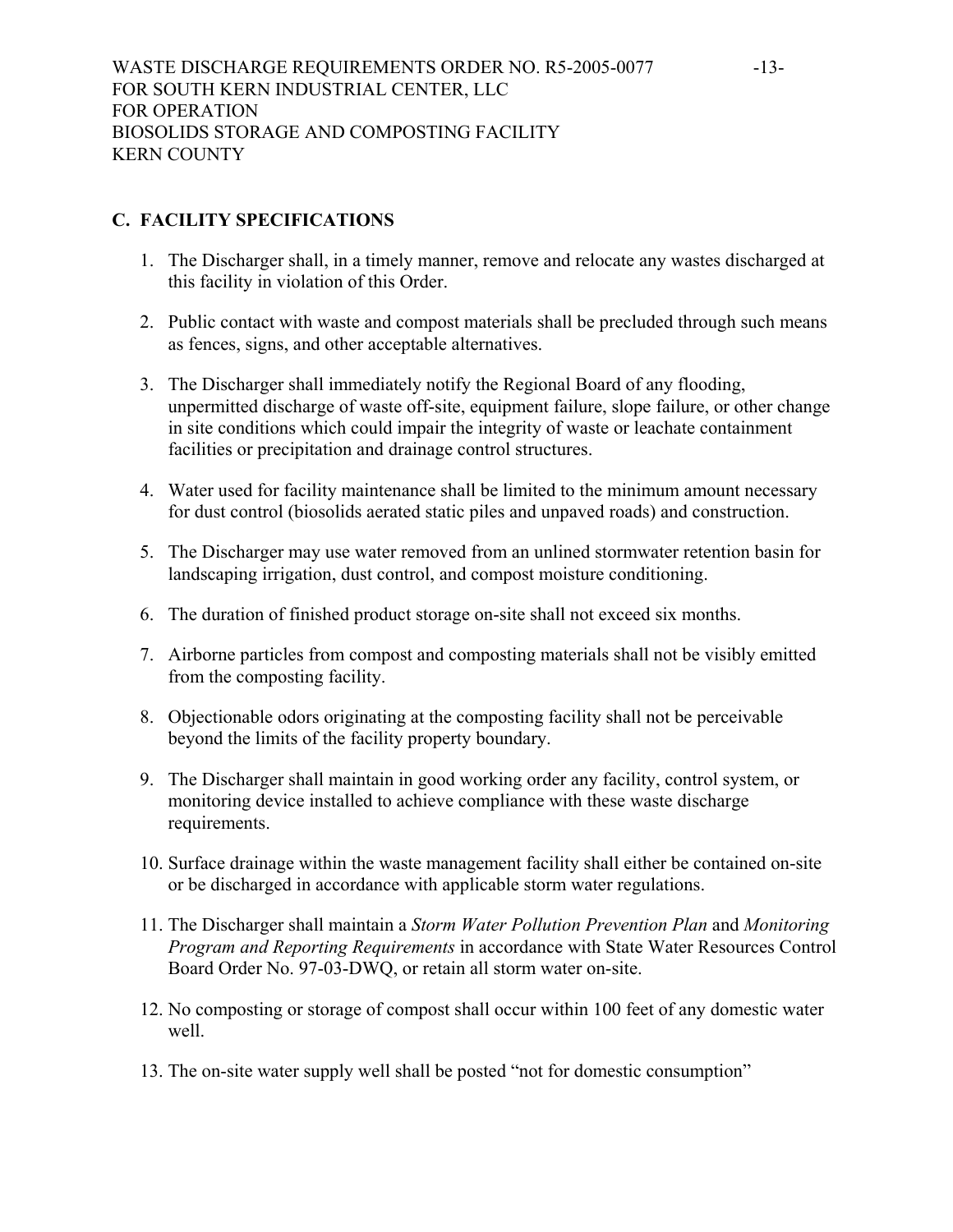## C. FACILITY SPECIFICATIONS

1. The Discharger shall, in a timely manner, remove and relocate any wastes discharged at this facility in violation of this Order.

2. Public contact with waste and compost materials shall be precluded through such means as fences, signs, and other acceptable alternatives.

3. The Discharger shall immediately notify the Regional Board of any flooding, unpermitted discharge of waste off-site, equipment failure, slope failure, or other change in site conditions which could impair the integrity of waste or leachate containment facilities or precipitation and drainage control structures.

4. Water used for facility maintenance shall be limited to the minimum amount necessary for dust control (biosolids aerated static piles and unpaved roads) and construction.

5. The Discharger may use water removed from an unlined stormwater retention basin for landscaping irrigation, dust control, and compost moisture conditioning.

6. The duration of finished product storage on-site shall not exceed six months.

7. Airborne particles from compost and composting materials shall not be visibly emitted from the composting facility.

8. Objectionable odors originating at the composting facility shall not be perceivable beyond the limits of the facility property boundary.

9. The Discharger shall maintain in good working order any facility, control system, or monitoring device installed to achieve compliance with these waste discharge requirements.

10. Surface drainage within the waste management facility shall either be contained on-site or be discharged in accordance with applicable storm water regulations.

11. The Discharger shall maintain a *Storm Water Pollution Prevention Plan* and *Monitoring Program and Reporting Requirements* in accordance with State Water Resources Control Board Order No. 97-03-DWQ, or retain all storm water on-site.

12. No composting or storage of compost shall occur within 100 feet of any domestic water well.

13. The on-site water supply well shall be posted "not for domestic consumption"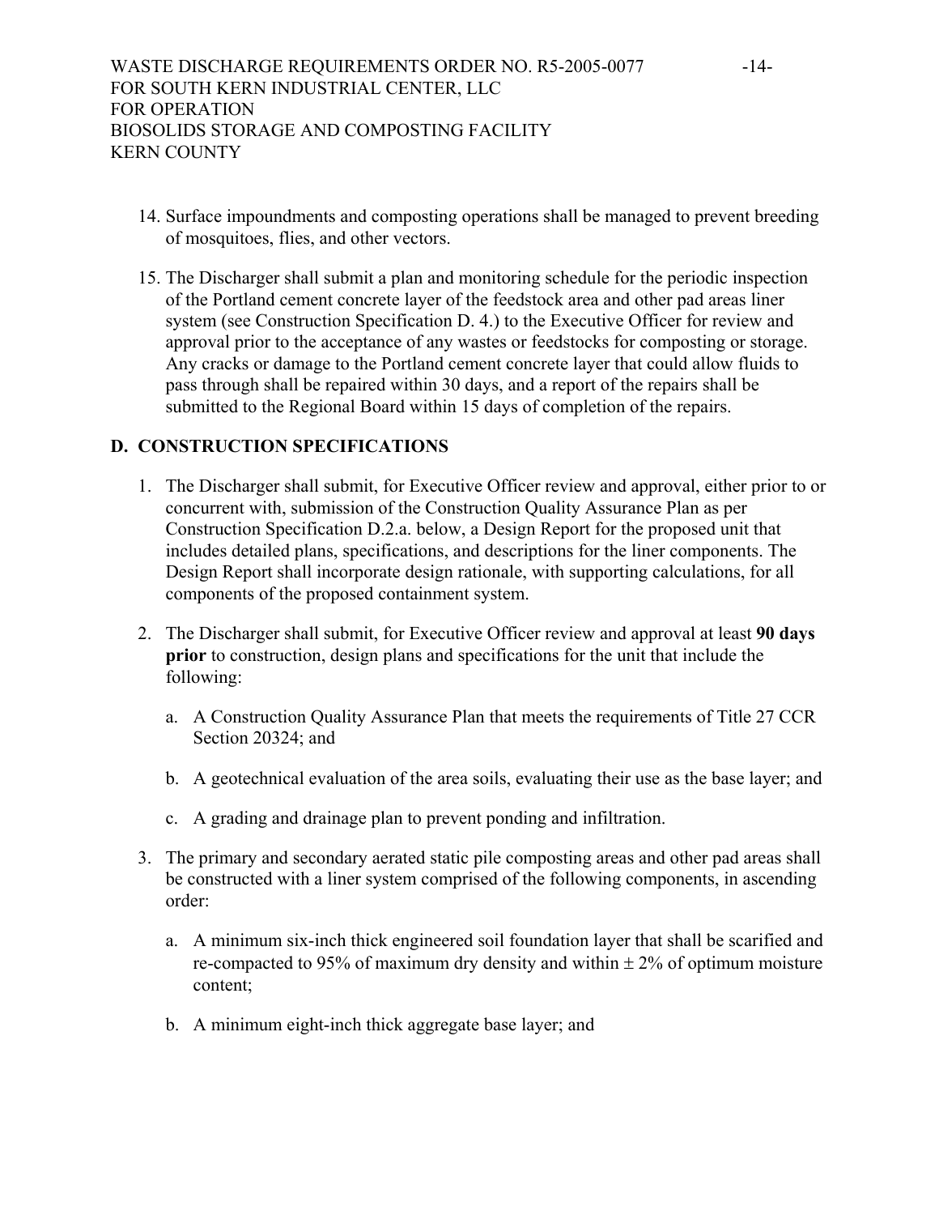14. Surface impoundments and composting operations shall be managed to prevent breeding of mosquitoes, flies, and other vectors.

15. The Discharger shall submit a plan and monitoring schedule for the periodic inspection of the Portland cement concrete layer of the feedstock area and other pad areas liner system (see Construction Specification D. 4.) to the Executive Officer for review and approval prior to the acceptance of any wastes or feedstocks for composting or storage. Any cracks or damage to the Portland cement concrete layer that could allow fluids to pass through shall be repaired within 30 days, and a report of the repairs shall be submitted to the Regional Board within 15 days of completion of the repairs.

## D. CONSTRUCTION SPECIFICATIONS

1. The Discharger shall submit, for Executive Officer review and approval, either prior to or concurrent with, submission of the Construction Quality Assurance Plan as per Construction Specification D.2.a. below, a Design Report for the proposed unit that includes detailed plans, specifications, and descriptions for the liner components. The Design Report shall incorporate design rationale, with supporting calculations, for all components of the proposed containment system.

2. The Discharger shall submit, for Executive Officer review and approval at least **90 days prior** to construction, design plans and specifications for the unit that include the following:

   a. A Construction Quality Assurance Plan that meets the requirements of Title 27 CCR Section 20324; and

   b. A geotechnical evaluation of the area soils, evaluating their use as the base layer; and

   c. A grading and drainage plan to prevent ponding and infiltration.

3. The primary and secondary aerated static pile composting areas and other pad areas shall be constructed with a liner system comprised of the following components, in ascending order:

   a. A minimum six-inch thick engineered soil foundation layer that shall be scarified and re-compacted to 95% of maximum dry density and within ± 2% of optimum moisture content;

   b. A minimum eight-inch thick aggregate base layer; and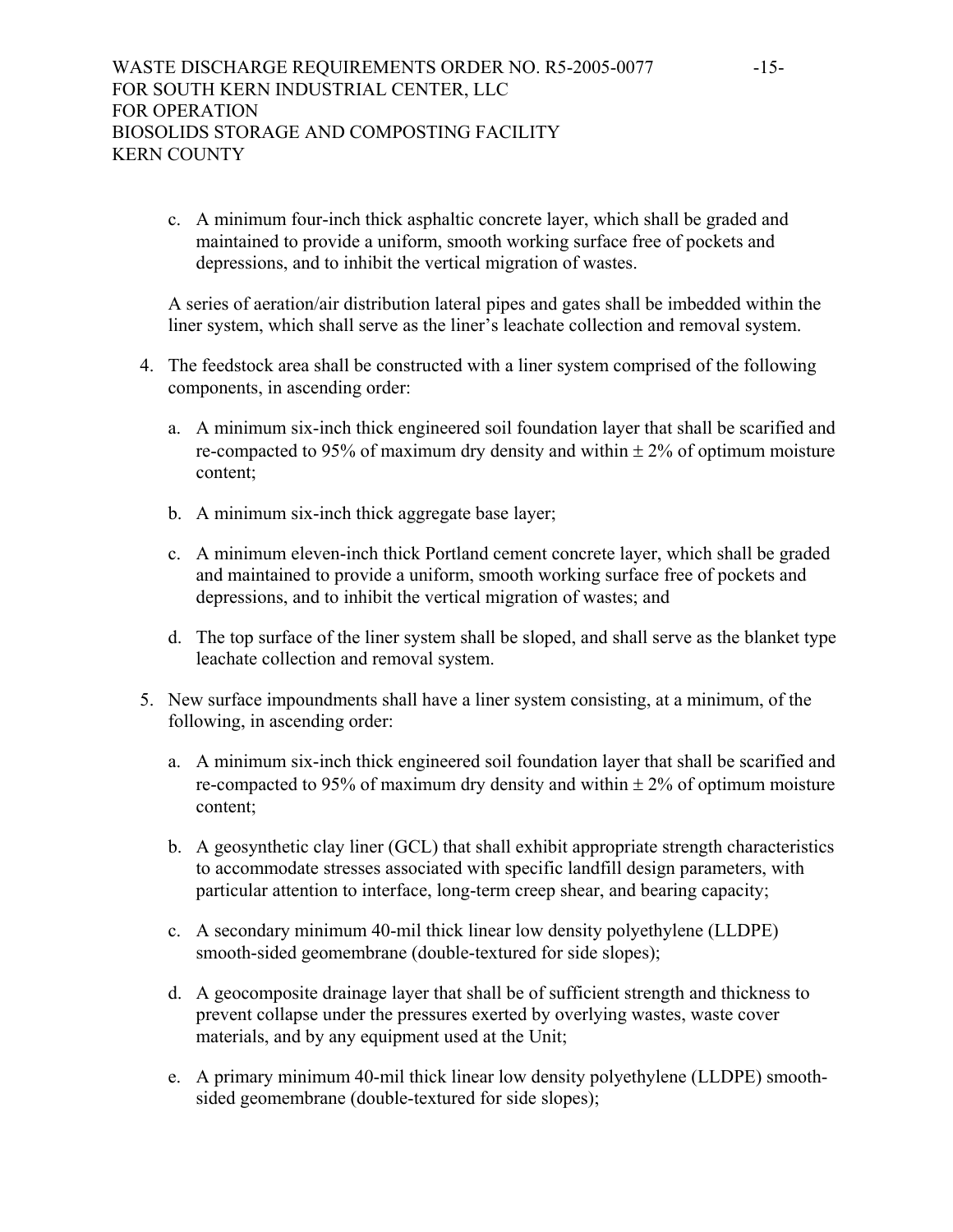c. A minimum four-inch thick asphaltic concrete layer, which shall be graded and maintained to provide a uniform, smooth working surface free of pockets and depressions, and to inhibit the vertical migration of wastes.

A series of aeration/air distribution lateral pipes and gates shall be imbedded within the liner system, which shall serve as the liner's leachate collection and removal system.

4. The feedstock area shall be constructed with a liner system comprised of the following components, in ascending order:

   a. A minimum six-inch thick engineered soil foundation layer that shall be scarified and re-compacted to 95% of maximum dry density and within ± 2% of optimum moisture content;

   b. A minimum six-inch thick aggregate base layer;

   c. A minimum eleven-inch thick Portland cement concrete layer, which shall be graded and maintained to provide a uniform, smooth working surface free of pockets and depressions, and to inhibit the vertical migration of wastes; and

   d. The top surface of the liner system shall be sloped, and shall serve as the blanket type leachate collection and removal system.

5. New surface impoundments shall have a liner system consisting, at a minimum, of the following, in ascending order:

   a. A minimum six-inch thick engineered soil foundation layer that shall be scarified and re-compacted to 95% of maximum dry density and within ± 2% of optimum moisture content;

   b. A geosynthetic clay liner (GCL) that shall exhibit appropriate strength characteristics to accommodate stresses associated with specific landfill design parameters, with particular attention to interface, long-term creep shear, and bearing capacity;

   c. A secondary minimum 40-mil thick linear low density polyethylene (LLDPE) smooth-sided geomembrane (double-textured for side slopes);

   d. A geocomposite drainage layer that shall be of sufficient strength and thickness to prevent collapse under the pressures exerted by overlying wastes, waste cover materials, and by any equipment used at the Unit;

   e. A primary minimum 40-mil thick linear low density polyethylene (LLDPE) smooth-sided geomembrane (double-textured for side slopes);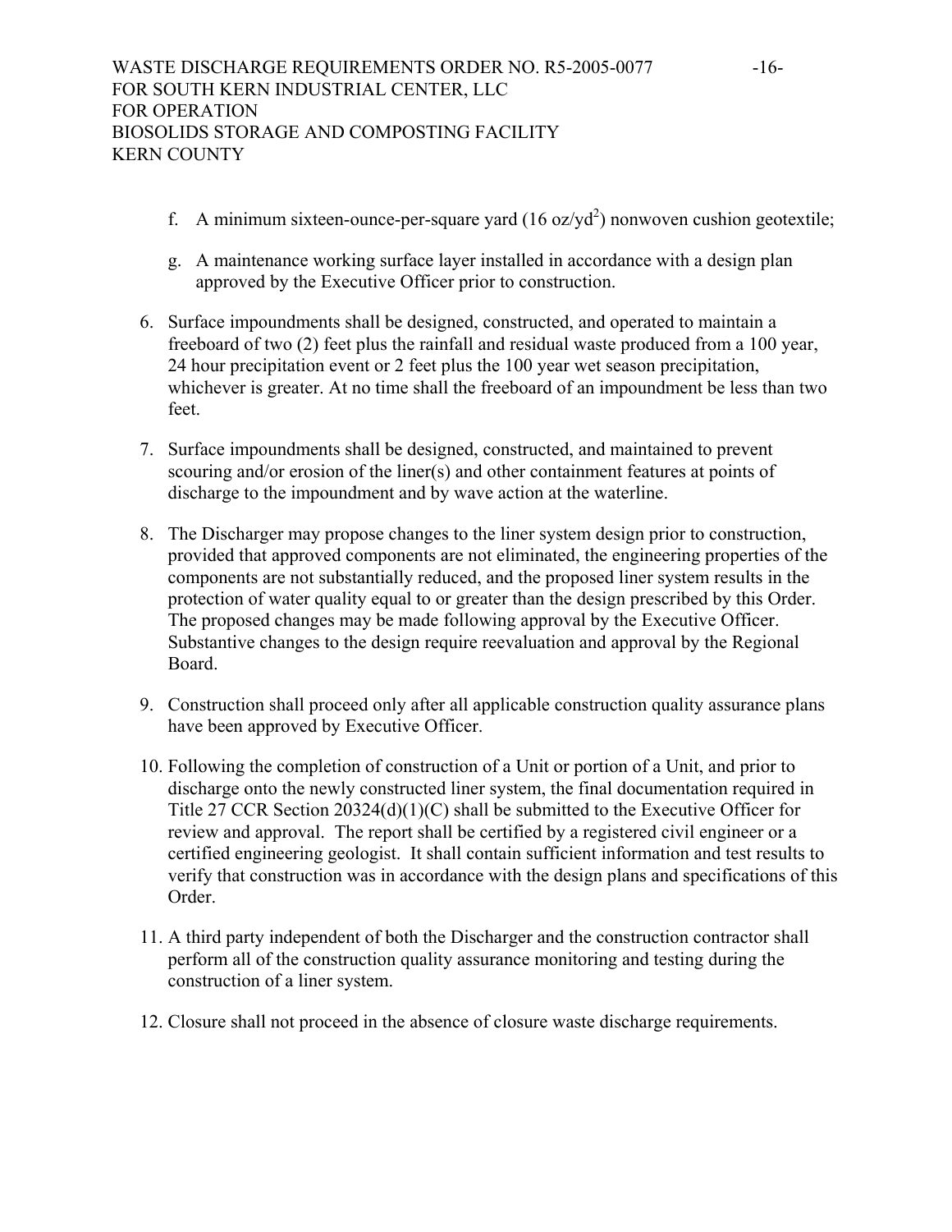f. A minimum sixteen-ounce-per-square yard (16 oz/yd$^2$) nonwoven cushion geotextile;

g. A maintenance working surface layer installed in accordance with a design plan approved by the Executive Officer prior to construction.

6. Surface impoundments shall be designed, constructed, and operated to maintain a freeboard of two (2) feet plus the rainfall and residual waste produced from a 100 year, 24 hour precipitation event or 2 feet plus the 100 year wet season precipitation, whichever is greater. At no time shall the freeboard of an impoundment be less than two feet.

7. Surface impoundments shall be designed, constructed, and maintained to prevent scouring and/or erosion of the liner(s) and other containment features at points of discharge to the impoundment and by wave action at the waterline.

8. The Discharger may propose changes to the liner system design prior to construction, provided that approved components are not eliminated, the engineering properties of the components are not substantially reduced, and the proposed liner system results in the protection of water quality equal to or greater than the design prescribed by this Order. The proposed changes may be made following approval by the Executive Officer. Substantive changes to the design require reevaluation and approval by the Regional Board.

9. Construction shall proceed only after all applicable construction quality assurance plans have been approved by Executive Officer.

10. Following the completion of construction of a Unit or portion of a Unit, and prior to discharge onto the newly constructed liner system, the final documentation required in Title 27 CCR Section 20324(d)(1)(C) shall be submitted to the Executive Officer for review and approval. The report shall be certified by a registered civil engineer or a certified engineering geologist. It shall contain sufficient information and test results to verify that construction was in accordance with the design plans and specifications of this Order.

11. A third party independent of both the Discharger and the construction contractor shall perform all of the construction quality assurance monitoring and testing during the construction of a liner system.

12. Closure shall not proceed in the absence of closure waste discharge requirements.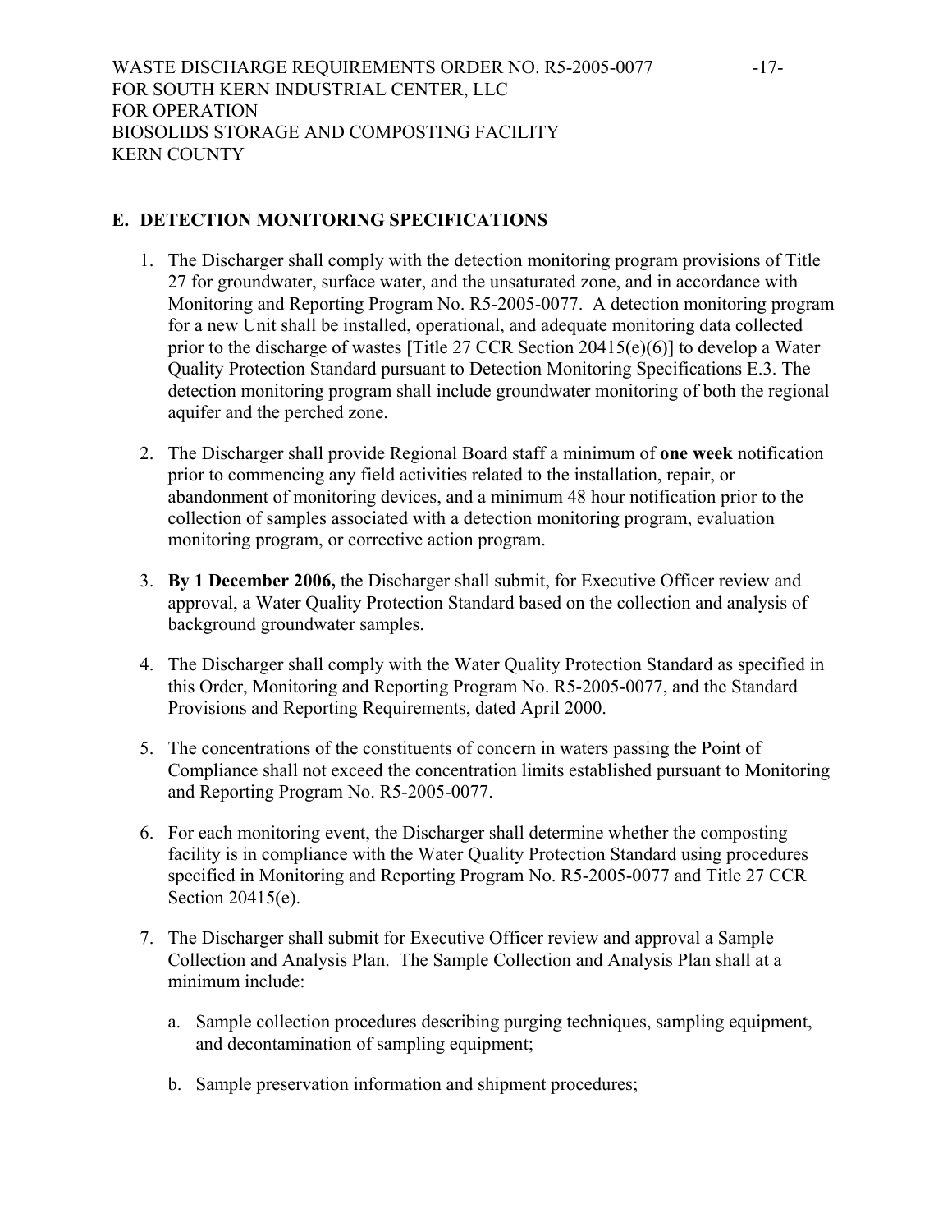## E. DETECTION MONITORING SPECIFICATIONS

1. The Discharger shall comply with the detection monitoring program provisions of Title 27 for groundwater, surface water, and the unsaturated zone, and in accordance with Monitoring and Reporting Program No. R5-2005-0077. A detection monitoring program for a new Unit shall be installed, operational, and adequate monitoring data collected prior to the discharge of wastes [Title 27 CCR Section 20415(e)(6)] to develop a Water Quality Protection Standard pursuant to Detection Monitoring Specifications E.3. The detection monitoring program shall include groundwater monitoring of both the regional aquifer and the perched zone.

2. The Discharger shall provide Regional Board staff a minimum of **one week** notification prior to commencing any field activities related to the installation, repair, or abandonment of monitoring devices, and a minimum 48 hour notification prior to the collection of samples associated with a detection monitoring program, evaluation monitoring program, or corrective action program.

3. **By 1 December 2006,** the Discharger shall submit, for Executive Officer review and approval, a Water Quality Protection Standard based on the collection and analysis of background groundwater samples.

4. The Discharger shall comply with the Water Quality Protection Standard as specified in this Order, Monitoring and Reporting Program No. R5-2005-0077, and the Standard Provisions and Reporting Requirements, dated April 2000.

5. The concentrations of the constituents of concern in waters passing the Point of Compliance shall not exceed the concentration limits established pursuant to Monitoring and Reporting Program No. R5-2005-0077.

6. For each monitoring event, the Discharger shall determine whether the composting facility is in compliance with the Water Quality Protection Standard using procedures specified in Monitoring and Reporting Program No. R5-2005-0077 and Title 27 CCR Section 20415(e).

7. The Discharger shall submit for Executive Officer review and approval a Sample Collection and Analysis Plan. The Sample Collection and Analysis Plan shall at a minimum include:

   a. Sample collection procedures describing purging techniques, sampling equipment, and decontamination of sampling equipment;

   b. Sample preservation information and shipment procedures;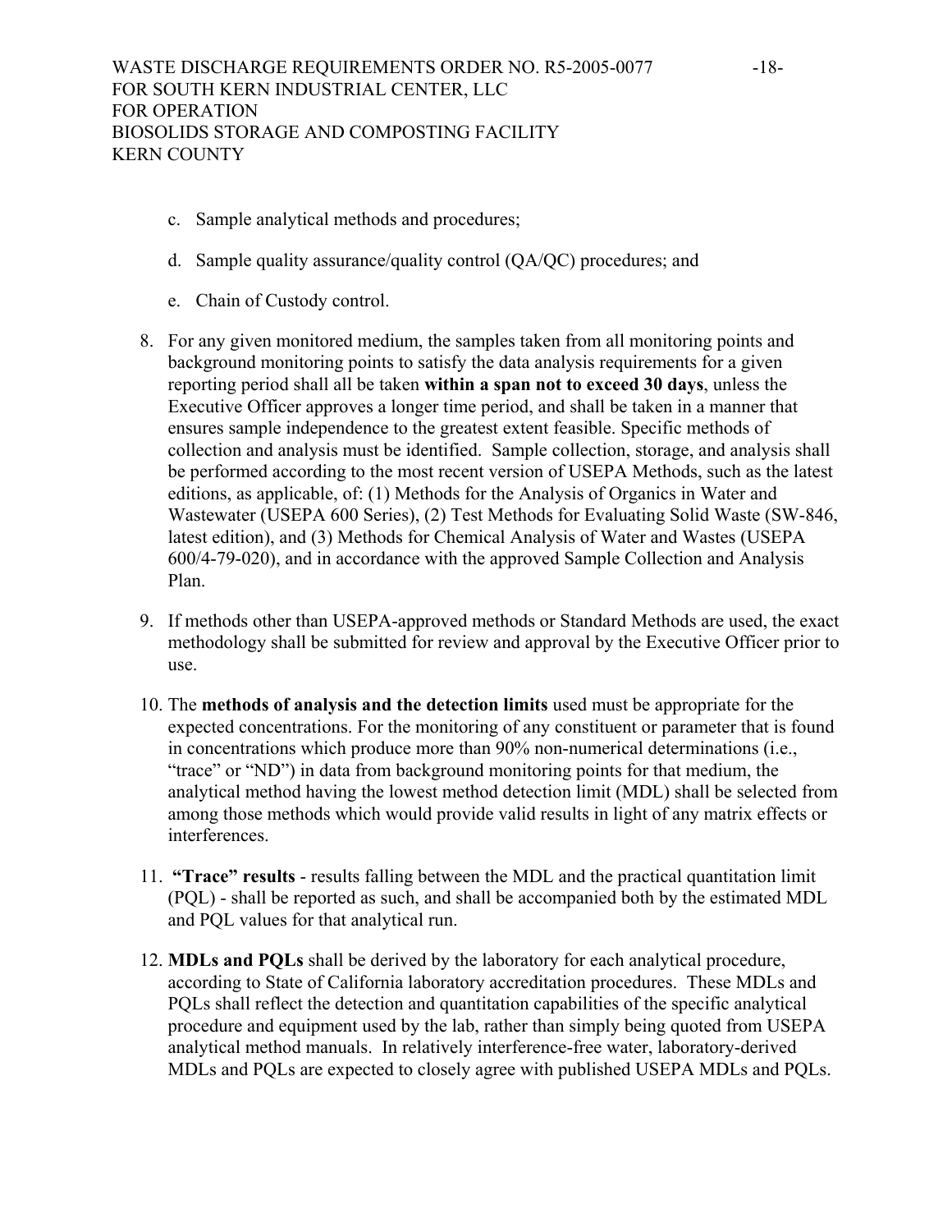c. Sample analytical methods and procedures;

d. Sample quality assurance/quality control (QA/QC) procedures; and

e. Chain of Custody control.

8. For any given monitored medium, the samples taken from all monitoring points and background monitoring points to satisfy the data analysis requirements for a given reporting period shall all be taken **within a span not to exceed 30 days**, unless the Executive Officer approves a longer time period, and shall be taken in a manner that ensures sample independence to the greatest extent feasible. Specific methods of collection and analysis must be identified. Sample collection, storage, and analysis shall be performed according to the most recent version of USEPA Methods, such as the latest editions, as applicable, of: (1) Methods for the Analysis of Organics in Water and Wastewater (USEPA 600 Series), (2) Test Methods for Evaluating Solid Waste (SW-846, latest edition), and (3) Methods for Chemical Analysis of Water and Wastes (USEPA 600/4-79-020), and in accordance with the approved Sample Collection and Analysis Plan.

9. If methods other than USEPA-approved methods or Standard Methods are used, the exact methodology shall be submitted for review and approval by the Executive Officer prior to use.

10. The **methods of analysis and the detection limits** used must be appropriate for the expected concentrations. For the monitoring of any constituent or parameter that is found in concentrations which produce more than 90% non-numerical determinations (i.e., "trace" or "ND") in data from background monitoring points for that medium, the analytical method having the lowest method detection limit (MDL) shall be selected from among those methods which would provide valid results in light of any matrix effects or interferences.

11. **"Trace" results** - results falling between the MDL and the practical quantitation limit (PQL) - shall be reported as such, and shall be accompanied both by the estimated MDL and PQL values for that analytical run.

12. **MDLs and PQLs** shall be derived by the laboratory for each analytical procedure, according to State of California laboratory accreditation procedures. These MDLs and PQLs shall reflect the detection and quantitation capabilities of the specific analytical procedure and equipment used by the lab, rather than simply being quoted from USEPA analytical method manuals. In relatively interference-free water, laboratory-derived MDLs and PQLs are expected to closely agree with published USEPA MDLs and PQLs.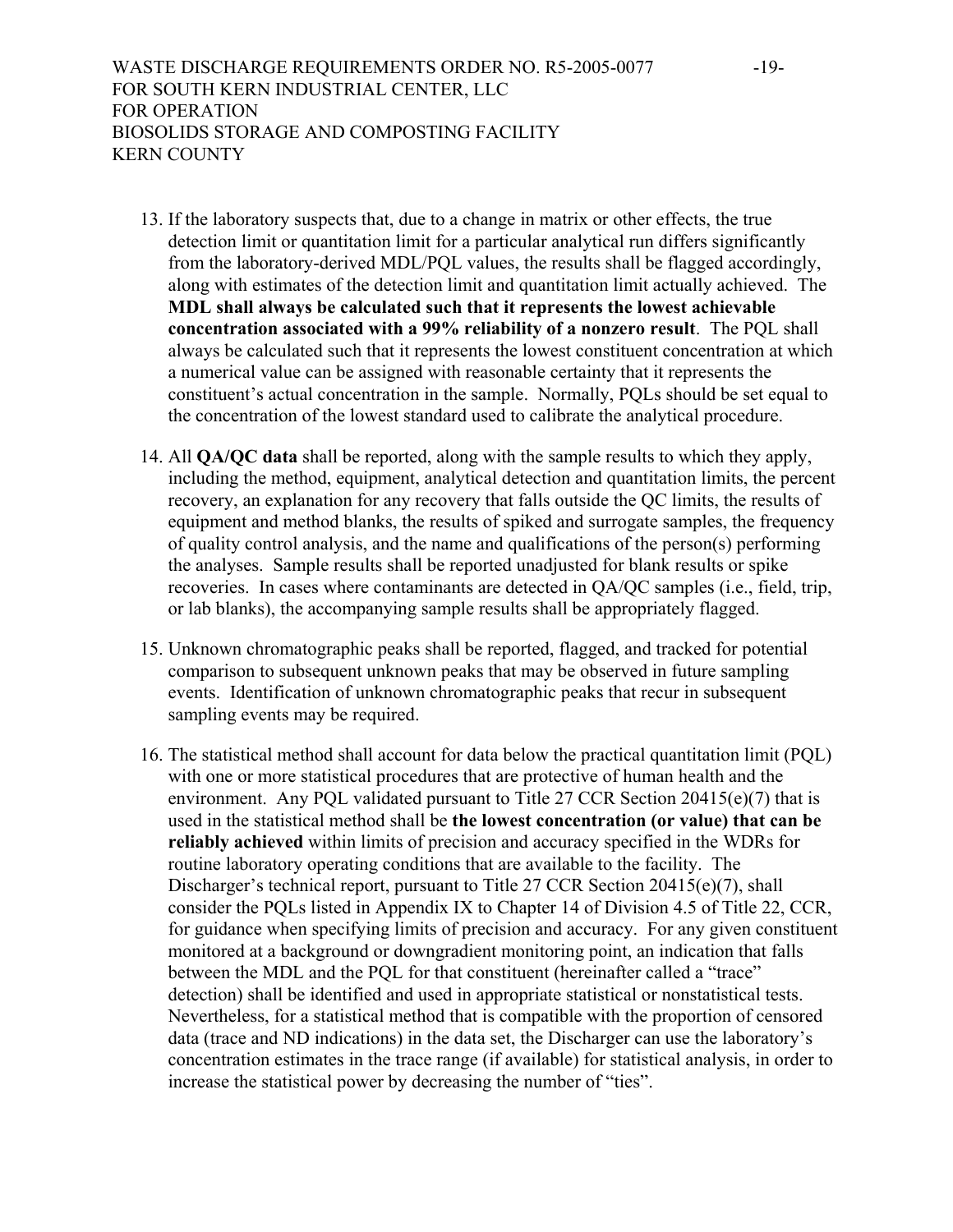13. If the laboratory suspects that, due to a change in matrix or other effects, the true detection limit or quantitation limit for a particular analytical run differs significantly from the laboratory-derived MDL/PQL values, the results shall be flagged accordingly, along with estimates of the detection limit and quantitation limit actually achieved. The **MDL shall always be calculated such that it represents the lowest achievable concentration associated with a 99% reliability of a nonzero result**. The PQL shall always be calculated such that it represents the lowest constituent concentration at which a numerical value can be assigned with reasonable certainty that it represents the constituent's actual concentration in the sample. Normally, PQLs should be set equal to the concentration of the lowest standard used to calibrate the analytical procedure.

14. All **QA/QC data** shall be reported, along with the sample results to which they apply, including the method, equipment, analytical detection and quantitation limits, the percent recovery, an explanation for any recovery that falls outside the QC limits, the results of equipment and method blanks, the results of spiked and surrogate samples, the frequency of quality control analysis, and the name and qualifications of the person(s) performing the analyses. Sample results shall be reported unadjusted for blank results or spike recoveries. In cases where contaminants are detected in QA/QC samples (i.e., field, trip, or lab blanks), the accompanying sample results shall be appropriately flagged.

15. Unknown chromatographic peaks shall be reported, flagged, and tracked for potential comparison to subsequent unknown peaks that may be observed in future sampling events. Identification of unknown chromatographic peaks that recur in subsequent sampling events may be required.

16. The statistical method shall account for data below the practical quantitation limit (PQL) with one or more statistical procedures that are protective of human health and the environment. Any PQL validated pursuant to Title 27 CCR Section 20415(e)(7) that is used in the statistical method shall be **the lowest concentration (or value) that can be reliably achieved** within limits of precision and accuracy specified in the WDRs for routine laboratory operating conditions that are available to the facility. The Discharger's technical report, pursuant to Title 27 CCR Section 20415(e)(7), shall consider the PQLs listed in Appendix IX to Chapter 14 of Division 4.5 of Title 22, CCR, for guidance when specifying limits of precision and accuracy. For any given constituent monitored at a background or downgradient monitoring point, an indication that falls between the MDL and the PQL for that constituent (hereinafter called a "trace" detection) shall be identified and used in appropriate statistical or nonstatistical tests. Nevertheless, for a statistical method that is compatible with the proportion of censored data (trace and ND indications) in the data set, the Discharger can use the laboratory's concentration estimates in the trace range (if available) for statistical analysis, in order to increase the statistical power by decreasing the number of "ties".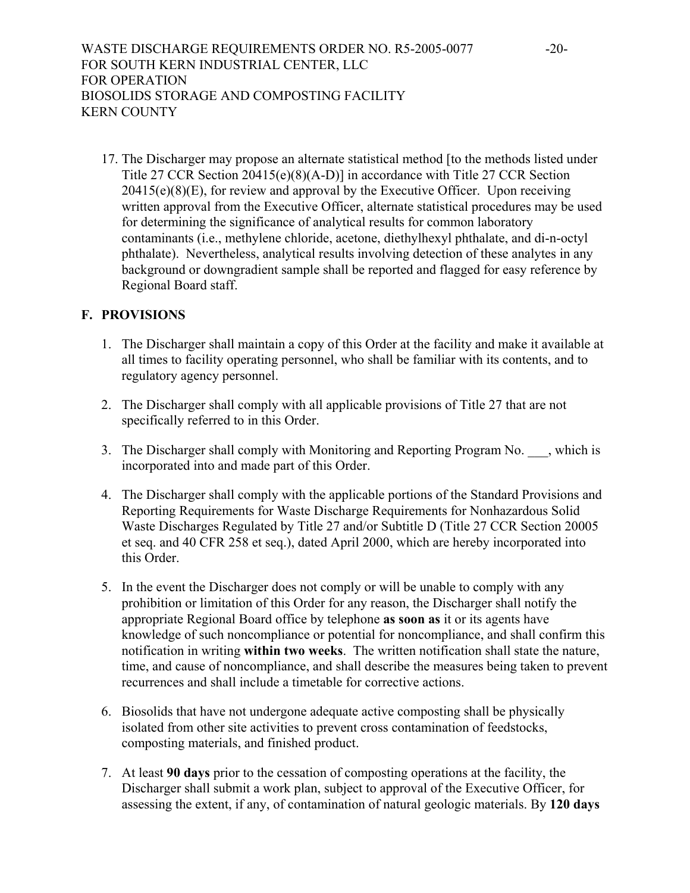17. The Discharger may propose an alternate statistical method [to the methods listed under Title 27 CCR Section 20415(e)(8)(A-D)] in accordance with Title 27 CCR Section 20415(e)(8)(E), for review and approval by the Executive Officer. Upon receiving written approval from the Executive Officer, alternate statistical procedures may be used for determining the significance of analytical results for common laboratory contaminants (i.e., methylene chloride, acetone, diethylhexyl phthalate, and di-n-octyl phthalate). Nevertheless, analytical results involving detection of these analytes in any background or downgradient sample shall be reported and flagged for easy reference by Regional Board staff.

## F. PROVISIONS

1. The Discharger shall maintain a copy of this Order at the facility and make it available at all times to facility operating personnel, who shall be familiar with its contents, and to regulatory agency personnel.

2. The Discharger shall comply with all applicable provisions of Title 27 that are not specifically referred to in this Order.

3. The Discharger shall comply with Monitoring and Reporting Program No. ___, which is incorporated into and made part of this Order.

4. The Discharger shall comply with the applicable portions of the Standard Provisions and Reporting Requirements for Waste Discharge Requirements for Nonhazardous Solid Waste Discharges Regulated by Title 27 and/or Subtitle D (Title 27 CCR Section 20005 et seq. and 40 CFR 258 et seq.), dated April 2000, which are hereby incorporated into this Order.

5. In the event the Discharger does not comply or will be unable to comply with any prohibition or limitation of this Order for any reason, the Discharger shall notify the appropriate Regional Board office by telephone **as soon as** it or its agents have knowledge of such noncompliance or potential for noncompliance, and shall confirm this notification in writing **within two weeks**. The written notification shall state the nature, time, and cause of noncompliance, and shall describe the measures being taken to prevent recurrences and shall include a timetable for corrective actions.

6. Biosolids that have not undergone adequate active composting shall be physically isolated from other site activities to prevent cross contamination of feedstocks, composting materials, and finished product.

7. At least **90 days** prior to the cessation of composting operations at the facility, the Discharger shall submit a work plan, subject to approval of the Executive Officer, for assessing the extent, if any, of contamination of natural geologic materials. By **120 days**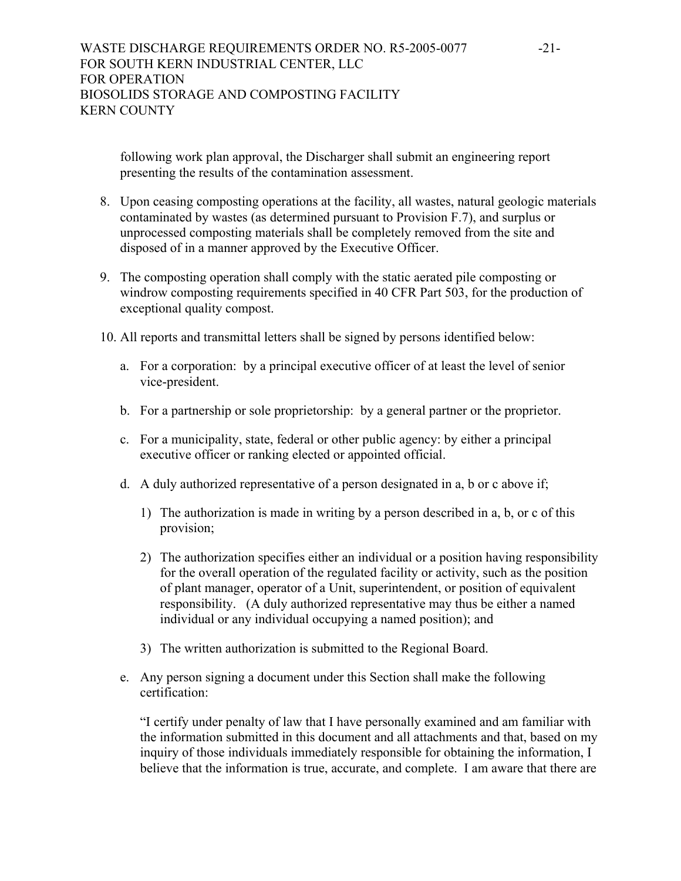following work plan approval, the Discharger shall submit an engineering report presenting the results of the contamination assessment.

8. Upon ceasing composting operations at the facility, all wastes, natural geologic materials contaminated by wastes (as determined pursuant to Provision F.7), and surplus or unprocessed composting materials shall be completely removed from the site and disposed of in a manner approved by the Executive Officer.

9. The composting operation shall comply with the static aerated pile composting or windrow composting requirements specified in 40 CFR Part 503, for the production of exceptional quality compost.

10. All reports and transmittal letters shall be signed by persons identified below:

    a. For a corporation: by a principal executive officer of at least the level of senior vice-president.

    b. For a partnership or sole proprietorship: by a general partner or the proprietor.

    c. For a municipality, state, federal or other public agency: by either a principal executive officer or ranking elected or appointed official.

    d. A duly authorized representative of a person designated in a, b or c above if;

        1) The authorization is made in writing by a person described in a, b, or c of this provision;

        2) The authorization specifies either an individual or a position having responsibility for the overall operation of the regulated facility or activity, such as the position of plant manager, operator of a Unit, superintendent, or position of equivalent responsibility. (A duly authorized representative may thus be either a named individual or any individual occupying a named position); and

        3) The written authorization is submitted to the Regional Board.

    e. Any person signing a document under this Section shall make the following certification:

        "I certify under penalty of law that I have personally examined and am familiar with the information submitted in this document and all attachments and that, based on my inquiry of those individuals immediately responsible for obtaining the information, I believe that the information is true, accurate, and complete. I am aware that there are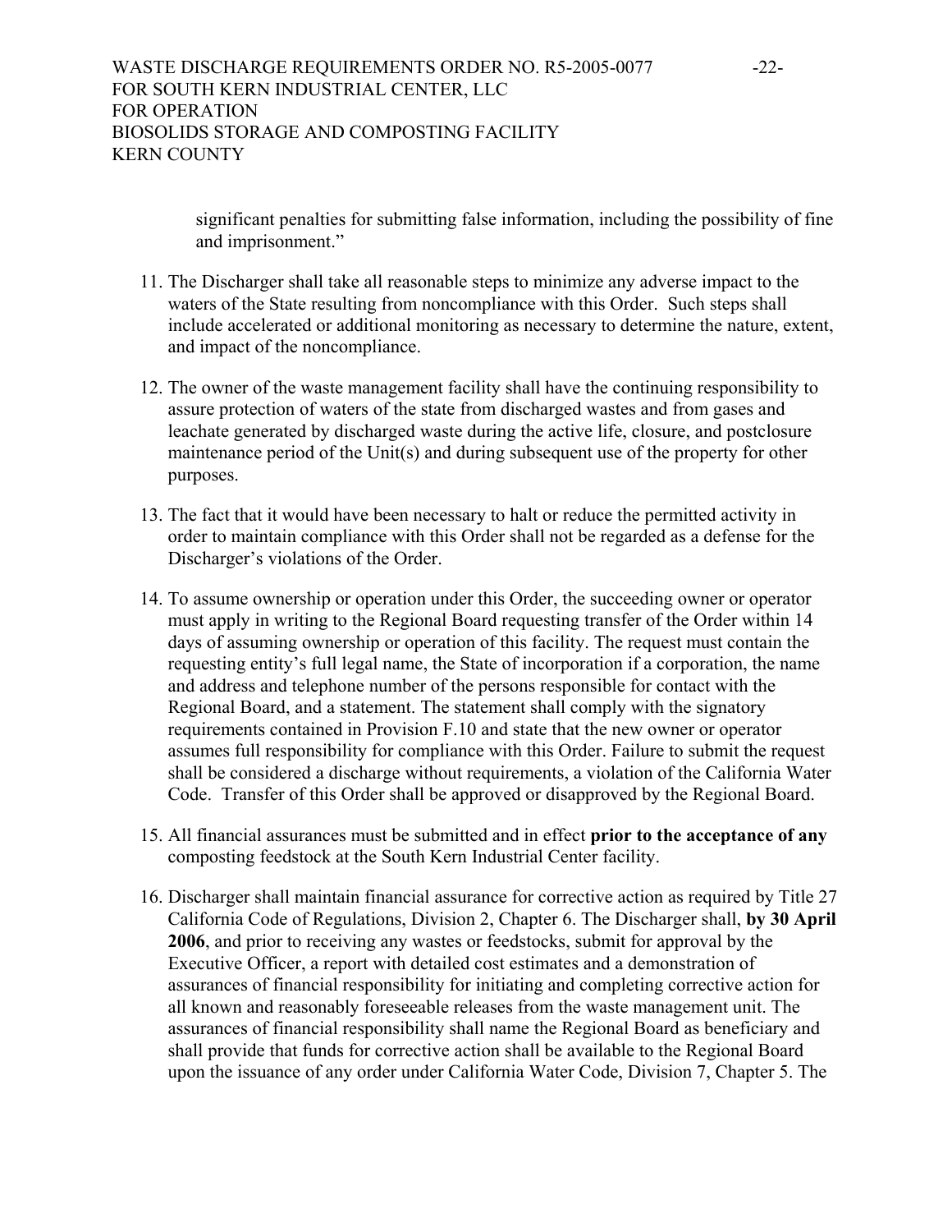significant penalties for submitting false information, including the possibility of fine and imprisonment."

11. The Discharger shall take all reasonable steps to minimize any adverse impact to the waters of the State resulting from noncompliance with this Order. Such steps shall include accelerated or additional monitoring as necessary to determine the nature, extent, and impact of the noncompliance.

12. The owner of the waste management facility shall have the continuing responsibility to assure protection of waters of the state from discharged wastes and from gases and leachate generated by discharged waste during the active life, closure, and postclosure maintenance period of the Unit(s) and during subsequent use of the property for other purposes.

13. The fact that it would have been necessary to halt or reduce the permitted activity in order to maintain compliance with this Order shall not be regarded as a defense for the Discharger's violations of the Order.

14. To assume ownership or operation under this Order, the succeeding owner or operator must apply in writing to the Regional Board requesting transfer of the Order within 14 days of assuming ownership or operation of this facility. The request must contain the requesting entity's full legal name, the State of incorporation if a corporation, the name and address and telephone number of the persons responsible for contact with the Regional Board, and a statement. The statement shall comply with the signatory requirements contained in Provision F.10 and state that the new owner or operator assumes full responsibility for compliance with this Order. Failure to submit the request shall be considered a discharge without requirements, a violation of the California Water Code. Transfer of this Order shall be approved or disapproved by the Regional Board.

15. All financial assurances must be submitted and in effect **prior to the acceptance of any** composting feedstock at the South Kern Industrial Center facility.

16. Discharger shall maintain financial assurance for corrective action as required by Title 27 California Code of Regulations, Division 2, Chapter 6. The Discharger shall, **by 30 April 2006**, and prior to receiving any wastes or feedstocks, submit for approval by the Executive Officer, a report with detailed cost estimates and a demonstration of assurances of financial responsibility for initiating and completing corrective action for all known and reasonably foreseeable releases from the waste management unit. The assurances of financial responsibility shall name the Regional Board as beneficiary and shall provide that funds for corrective action shall be available to the Regional Board upon the issuance of any order under California Water Code, Division 7, Chapter 5. The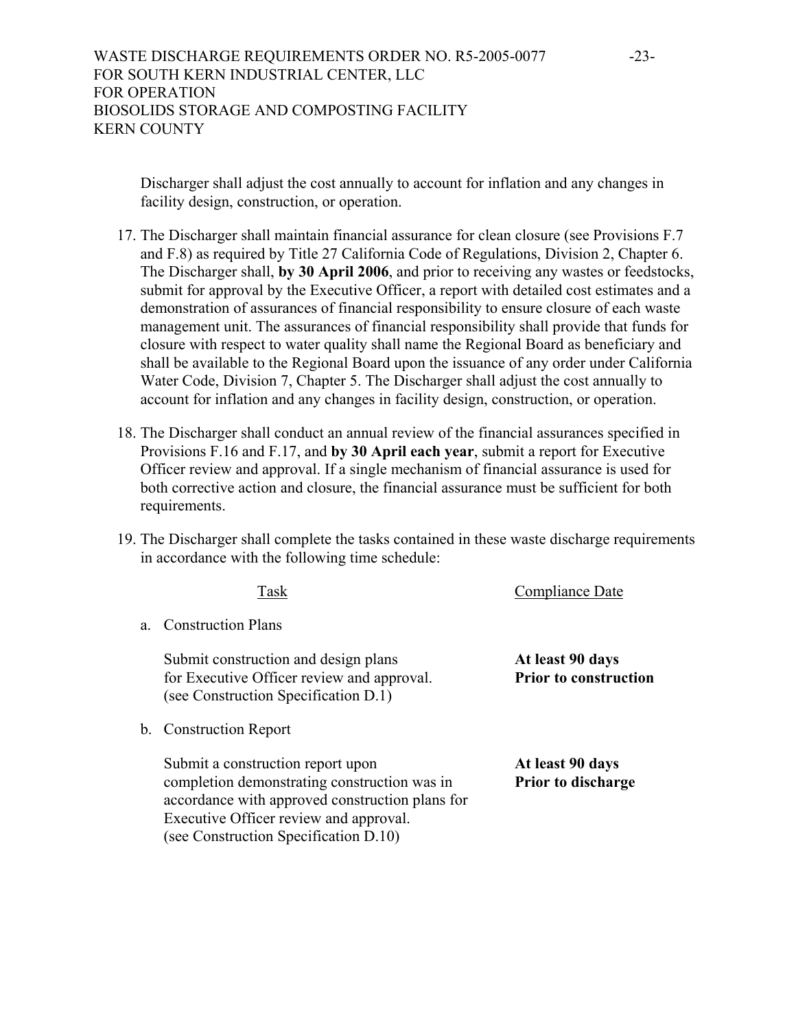Discharger shall adjust the cost annually to account for inflation and any changes in facility design, construction, or operation.

17. The Discharger shall maintain financial assurance for clean closure (see Provisions F.7 and F.8) as required by Title 27 California Code of Regulations, Division 2, Chapter 6. The Discharger shall, **by 30 April 2006**, and prior to receiving any wastes or feedstocks, submit for approval by the Executive Officer, a report with detailed cost estimates and a demonstration of assurances of financial responsibility to ensure closure of each waste management unit. The assurances of financial responsibility shall provide that funds for closure with respect to water quality shall name the Regional Board as beneficiary and shall be available to the Regional Board upon the issuance of any order under California Water Code, Division 7, Chapter 5. The Discharger shall adjust the cost annually to account for inflation and any changes in facility design, construction, or operation.

18. The Discharger shall conduct an annual review of the financial assurances specified in Provisions F.16 and F.17, and **by 30 April each year**, submit a report for Executive Officer review and approval. If a single mechanism of financial assurance is used for both corrective action and closure, the financial assurance must be sufficient for both requirements.

19. The Discharger shall complete the tasks contained in these waste discharge requirements in accordance with the following time schedule:

| Task | Compliance Date |
| --- | --- |
| a. Construction Plans | |
| Submit construction and design plans for Executive Officer review and approval. (see Construction Specification D.1) | **At least 90 days Prior to construction** |
| b. Construction Report | |
| Submit a construction report upon completion demonstrating construction was in accordance with approved construction plans for Executive Officer review and approval. (see Construction Specification D.10) | **At least 90 days Prior to discharge** |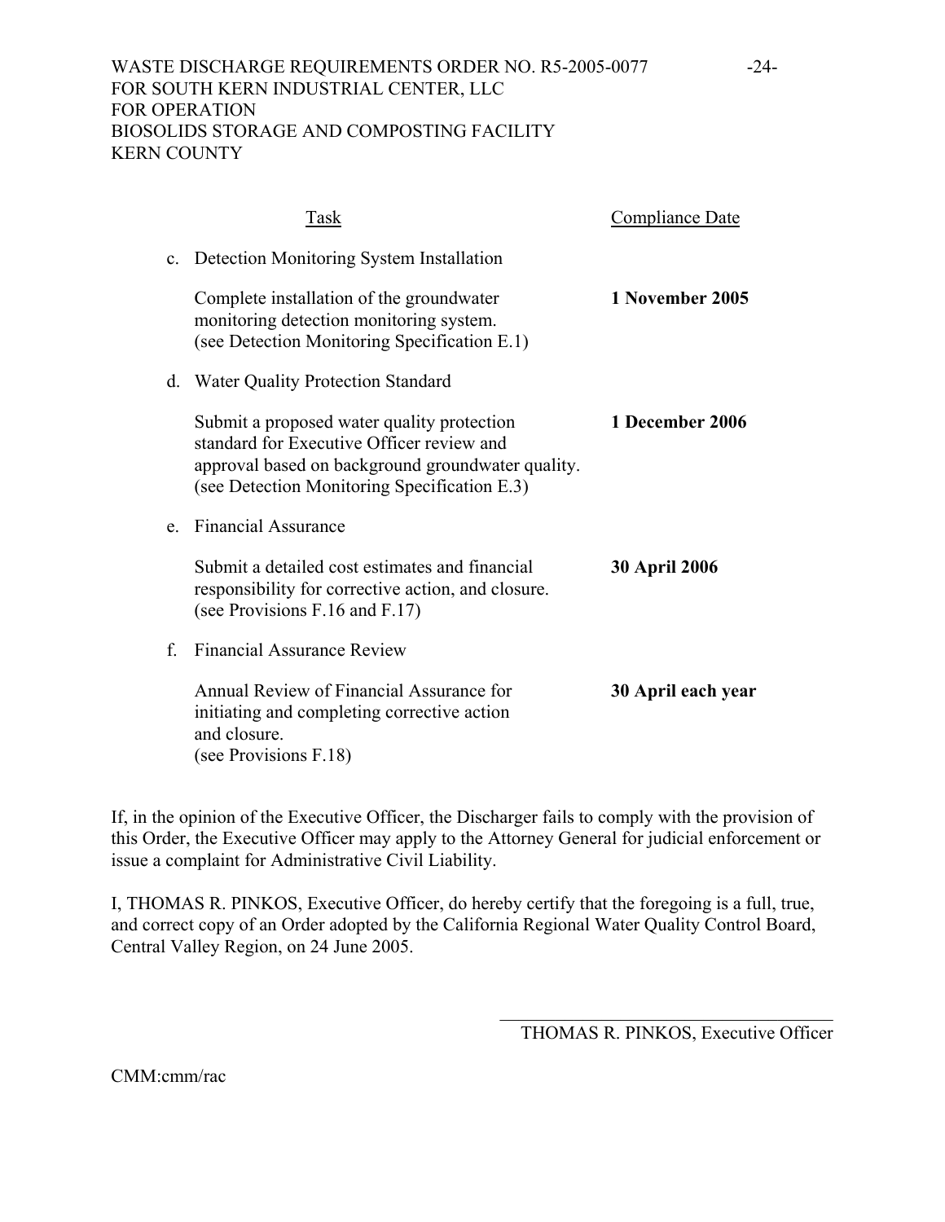| Task | Compliance Date |
|---|---|
| c. Detection Monitoring System Installation | |
| Complete installation of the groundwater monitoring detection monitoring system. (see Detection Monitoring Specification E.1) | **1 November 2005** |
| d. Water Quality Protection Standard | |
| Submit a proposed water quality protection standard for Executive Officer review and approval based on background groundwater quality. (see Detection Monitoring Specification E.3) | **1 December 2006** |
| e. Financial Assurance | |
| Submit a detailed cost estimates and financial responsibility for corrective action, and closure. (see Provisions F.16 and F.17) | **30 April 2006** |
| f. Financial Assurance Review | |
| Annual Review of Financial Assurance for initiating and completing corrective action and closure. (see Provisions F.18) | **30 April each year** |

If, in the opinion of the Executive Officer, the Discharger fails to comply with the provision of this Order, the Executive Officer may apply to the Attorney General for judicial enforcement or issue a complaint for Administrative Civil Liability.

I, THOMAS R. PINKOS, Executive Officer, do hereby certify that the foregoing is a full, true, and correct copy of an Order adopted by the California Regional Water Quality Control Board, Central Valley Region, on 24 June 2005.

\_\_\_\_\_\_\_\_\_\_\_\_\_\_\_\_\_\_\_\_\_\_\_\_\_\_\_\_\_\_\_\_\_\_

THOMAS R. PINKOS, Executive Officer

CMM:cmm/rac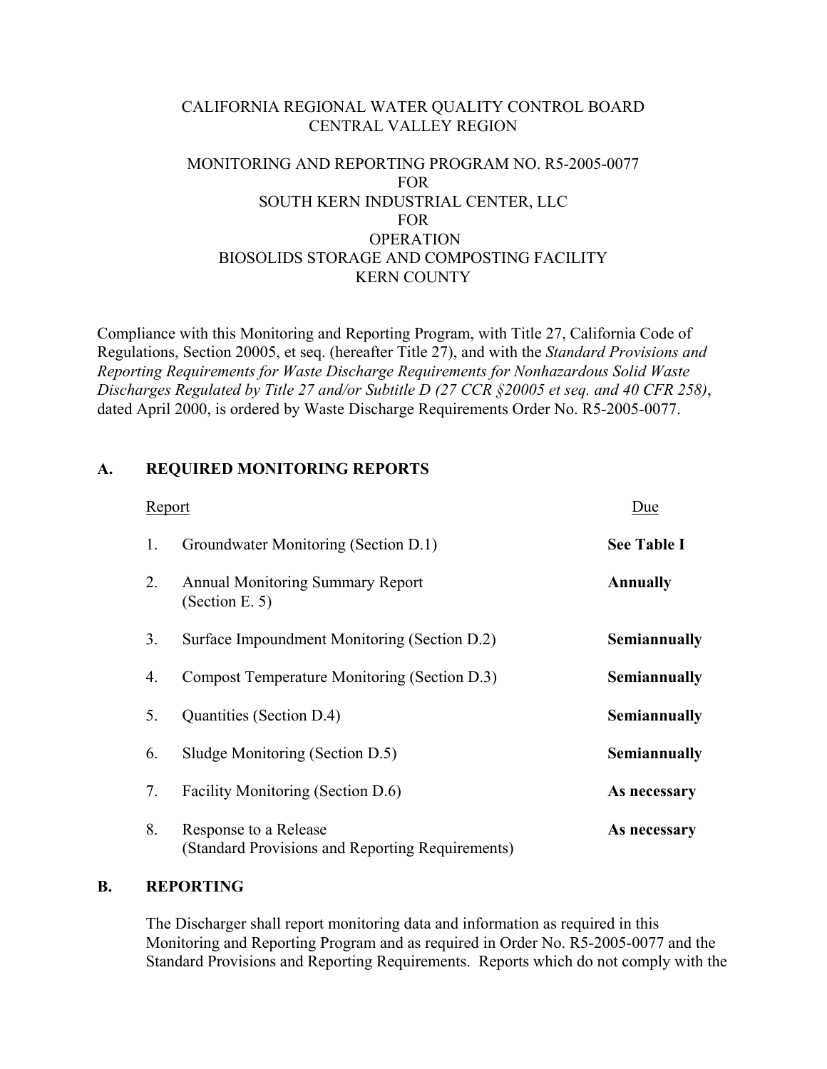CALIFORNIA REGIONAL WATER QUALITY CONTROL BOARD
CENTRAL VALLEY REGION

MONITORING AND REPORTING PROGRAM NO. R5-2005-0077
FOR
SOUTH KERN INDUSTRIAL CENTER, LLC
FOR
OPERATION
BIOSOLIDS STORAGE AND COMPOSTING FACILITY
KERN COUNTY

Compliance with this Monitoring and Reporting Program, with Title 27, California Code of Regulations, Section 20005, et seq. (hereafter Title 27), and with the *Standard Provisions and Reporting Requirements for Waste Discharge Requirements for Nonhazardous Solid Waste Discharges Regulated by Title 27 and/or Subtitle D (27 CCR §20005 et seq. and 40 CFR 258)*, dated April 2000, is ordered by Waste Discharge Requirements Order No. R5-2005-0077.

## A. REQUIRED MONITORING REPORTS

| | Report | Due |
|---|---|---|
| 1. | Groundwater Monitoring (Section D.1) | **See Table I** |
| 2. | Annual Monitoring Summary Report (Section E. 5) | **Annually** |
| 3. | Surface Impoundment Monitoring (Section D.2) | **Semiannually** |
| 4. | Compost Temperature Monitoring (Section D.3) | **Semiannually** |
| 5. | Quantities (Section D.4) | **Semiannually** |
| 6. | Sludge Monitoring (Section D.5) | **Semiannually** |
| 7. | Facility Monitoring (Section D.6) | **As necessary** |
| 8. | Response to a Release (Standard Provisions and Reporting Requirements) | **As necessary** |

## B. REPORTING

The Discharger shall report monitoring data and information as required in this Monitoring and Reporting Program and as required in Order No. R5-2005-0077 and the Standard Provisions and Reporting Requirements. Reports which do not comply with the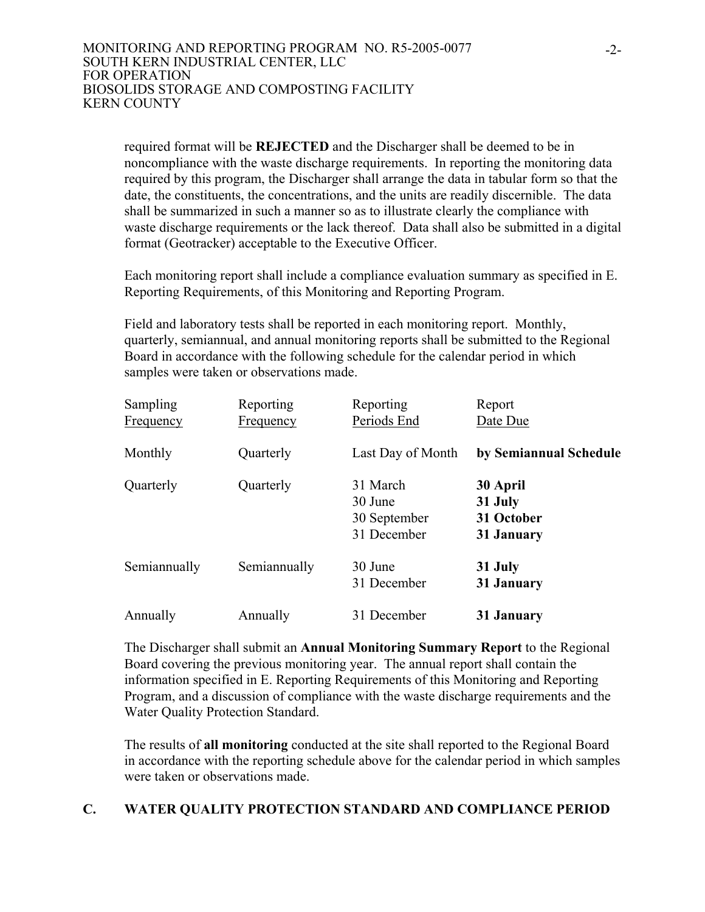required format will be **REJECTED** and the Discharger shall be deemed to be in noncompliance with the waste discharge requirements. In reporting the monitoring data required by this program, the Discharger shall arrange the data in tabular form so that the date, the constituents, the concentrations, and the units are readily discernible. The data shall be summarized in such a manner so as to illustrate clearly the compliance with waste discharge requirements or the lack thereof. Data shall also be submitted in a digital format (Geotracker) acceptable to the Executive Officer.

Each monitoring report shall include a compliance evaluation summary as specified in E. Reporting Requirements, of this Monitoring and Reporting Program.

Field and laboratory tests shall be reported in each monitoring report. Monthly, quarterly, semiannual, and annual monitoring reports shall be submitted to the Regional Board in accordance with the following schedule for the calendar period in which samples were taken or observations made.

| Sampling Frequency | Reporting Frequency | Reporting Periods End | Report Date Due |
|---|---|---|---|
| Monthly | Quarterly | Last Day of Month | **by Semiannual Schedule** |
| Quarterly | Quarterly | 31 March<br>30 June<br>30 September<br>31 December | **30 April**<br>**31 July**<br>**31 October**<br>**31 January** |
| Semiannually | Semiannually | 30 June<br>31 December | **31 July**<br>**31 January** |
| Annually | Annually | 31 December | **31 January** |

The Discharger shall submit an **Annual Monitoring Summary Report** to the Regional Board covering the previous monitoring year. The annual report shall contain the information specified in E. Reporting Requirements of this Monitoring and Reporting Program, and a discussion of compliance with the waste discharge requirements and the Water Quality Protection Standard.

The results of **all monitoring** conducted at the site shall reported to the Regional Board in accordance with the reporting schedule above for the calendar period in which samples were taken or observations made.

## C. WATER QUALITY PROTECTION STANDARD AND COMPLIANCE PERIOD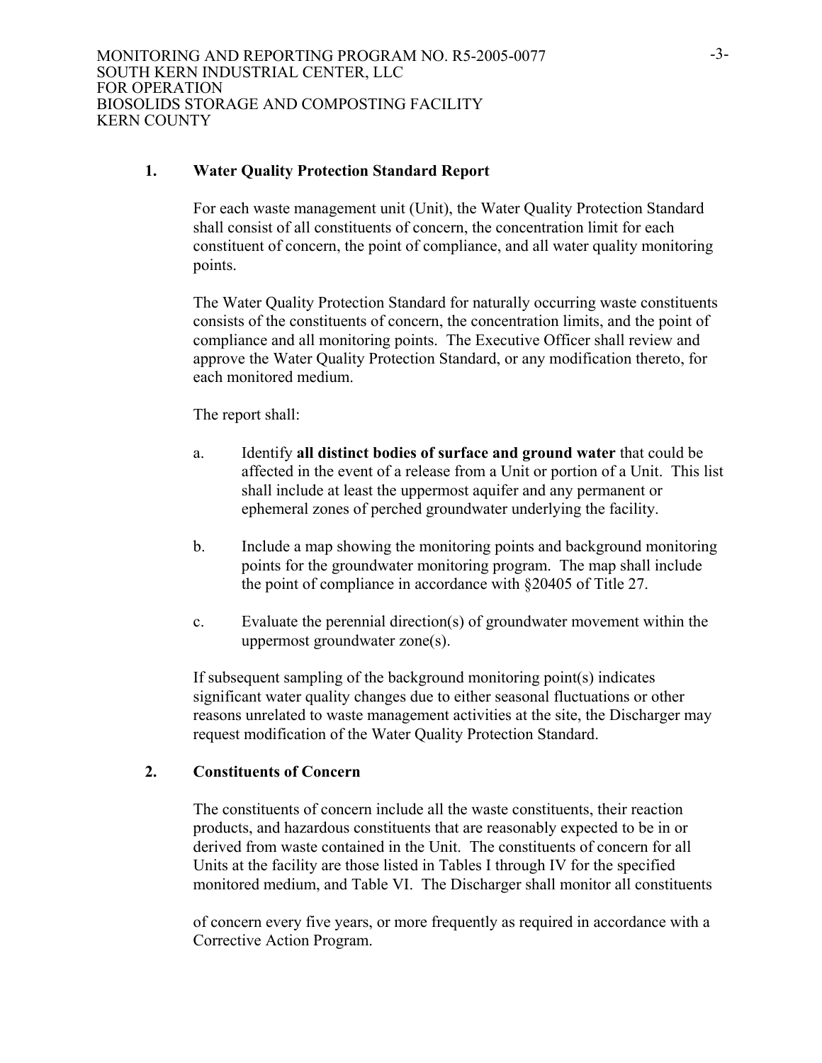1. **Water Quality Protection Standard Report**

   For each waste management unit (Unit), the Water Quality Protection Standard shall consist of all constituents of concern, the concentration limit for each constituent of concern, the point of compliance, and all water quality monitoring points.

   The Water Quality Protection Standard for naturally occurring waste constituents consists of the constituents of concern, the concentration limits, and the point of compliance and all monitoring points. The Executive Officer shall review and approve the Water Quality Protection Standard, or any modification thereto, for each monitored medium.

   The report shall:

   a. Identify **all distinct bodies of surface and ground water** that could be affected in the event of a release from a Unit or portion of a Unit. This list shall include at least the uppermost aquifer and any permanent or ephemeral zones of perched groundwater underlying the facility.

   b. Include a map showing the monitoring points and background monitoring points for the groundwater monitoring program. The map shall include the point of compliance in accordance with §20405 of Title 27.

   c. Evaluate the perennial direction(s) of groundwater movement within the uppermost groundwater zone(s).

   If subsequent sampling of the background monitoring point(s) indicates significant water quality changes due to either seasonal fluctuations or other reasons unrelated to waste management activities at the site, the Discharger may request modification of the Water Quality Protection Standard.

2. **Constituents of Concern**

   The constituents of concern include all the waste constituents, their reaction products, and hazardous constituents that are reasonably expected to be in or derived from waste contained in the Unit. The constituents of concern for all Units at the facility are those listed in Tables I through IV for the specified monitored medium, and Table VI. The Discharger shall monitor all constituents of concern every five years, or more frequently as required in accordance with a Corrective Action Program.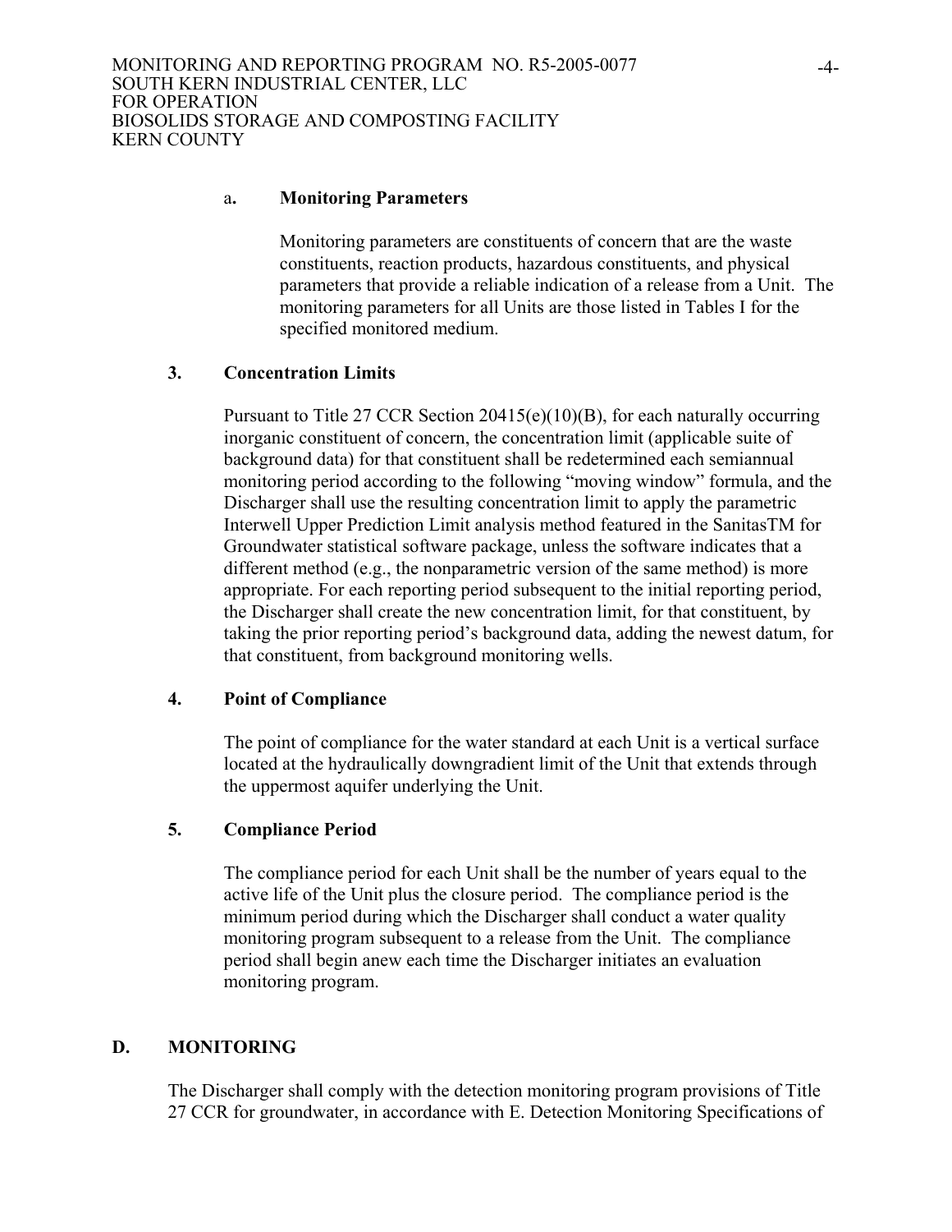a**. Monitoring Parameters**

Monitoring parameters are constituents of concern that are the waste constituents, reaction products, hazardous constituents, and physical parameters that provide a reliable indication of a release from a Unit. The monitoring parameters for all Units are those listed in Tables I for the specified monitored medium.

**3. Concentration Limits**

Pursuant to Title 27 CCR Section 20415(e)(10)(B), for each naturally occurring inorganic constituent of concern, the concentration limit (applicable suite of background data) for that constituent shall be redetermined each semiannual monitoring period according to the following "moving window" formula, and the Discharger shall use the resulting concentration limit to apply the parametric Interwell Upper Prediction Limit analysis method featured in the SanitasTM for Groundwater statistical software package, unless the software indicates that a different method (e.g., the nonparametric version of the same method) is more appropriate. For each reporting period subsequent to the initial reporting period, the Discharger shall create the new concentration limit, for that constituent, by taking the prior reporting period's background data, adding the newest datum, for that constituent, from background monitoring wells.

**4. Point of Compliance**

The point of compliance for the water standard at each Unit is a vertical surface located at the hydraulically downgradient limit of the Unit that extends through the uppermost aquifer underlying the Unit.

**5. Compliance Period**

The compliance period for each Unit shall be the number of years equal to the active life of the Unit plus the closure period. The compliance period is the minimum period during which the Discharger shall conduct a water quality monitoring program subsequent to a release from the Unit. The compliance period shall begin anew each time the Discharger initiates an evaluation monitoring program.

## D. MONITORING

The Discharger shall comply with the detection monitoring program provisions of Title 27 CCR for groundwater, in accordance with E. Detection Monitoring Specifications of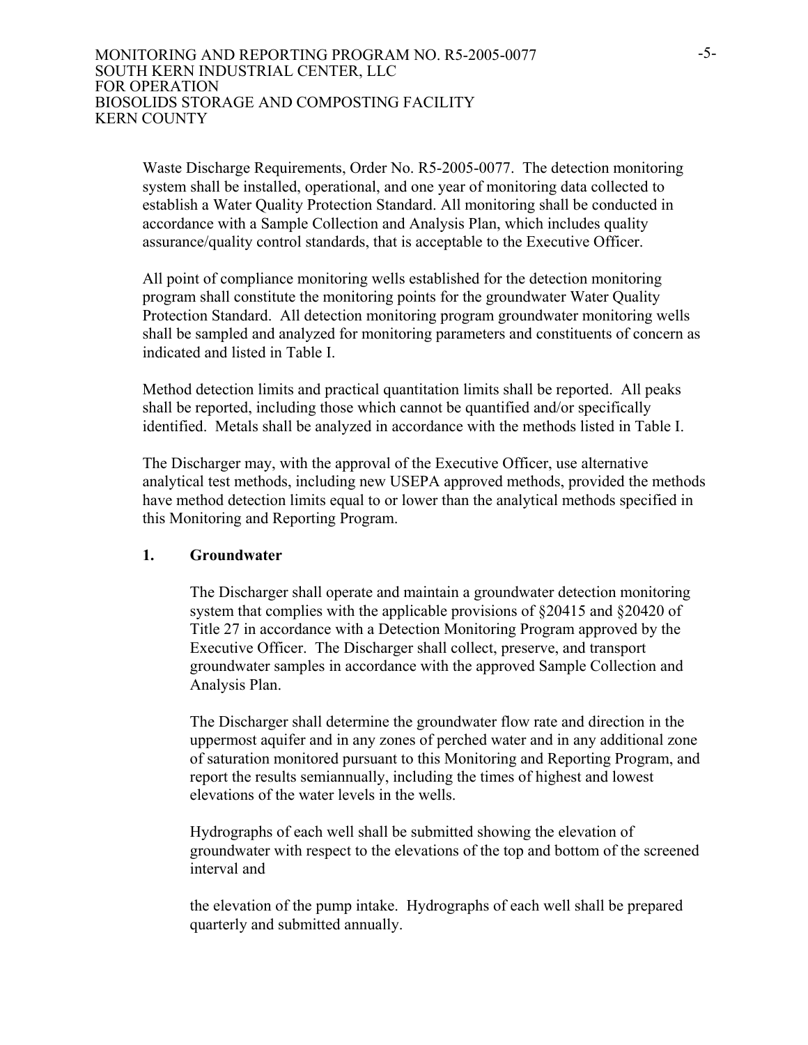Waste Discharge Requirements, Order No. R5-2005-0077. The detection monitoring system shall be installed, operational, and one year of monitoring data collected to establish a Water Quality Protection Standard. All monitoring shall be conducted in accordance with a Sample Collection and Analysis Plan, which includes quality assurance/quality control standards, that is acceptable to the Executive Officer.

All point of compliance monitoring wells established for the detection monitoring program shall constitute the monitoring points for the groundwater Water Quality Protection Standard. All detection monitoring program groundwater monitoring wells shall be sampled and analyzed for monitoring parameters and constituents of concern as indicated and listed in Table I.

Method detection limits and practical quantitation limits shall be reported. All peaks shall be reported, including those which cannot be quantified and/or specifically identified. Metals shall be analyzed in accordance with the methods listed in Table I.

The Discharger may, with the approval of the Executive Officer, use alternative analytical test methods, including new USEPA approved methods, provided the methods have method detection limits equal to or lower than the analytical methods specified in this Monitoring and Reporting Program.

### 1. Groundwater

The Discharger shall operate and maintain a groundwater detection monitoring system that complies with the applicable provisions of §20415 and §20420 of Title 27 in accordance with a Detection Monitoring Program approved by the Executive Officer. The Discharger shall collect, preserve, and transport groundwater samples in accordance with the approved Sample Collection and Analysis Plan.

The Discharger shall determine the groundwater flow rate and direction in the uppermost aquifer and in any zones of perched water and in any additional zone of saturation monitored pursuant to this Monitoring and Reporting Program, and report the results semiannually, including the times of highest and lowest elevations of the water levels in the wells.

Hydrographs of each well shall be submitted showing the elevation of groundwater with respect to the elevations of the top and bottom of the screened interval and

the elevation of the pump intake. Hydrographs of each well shall be prepared quarterly and submitted annually.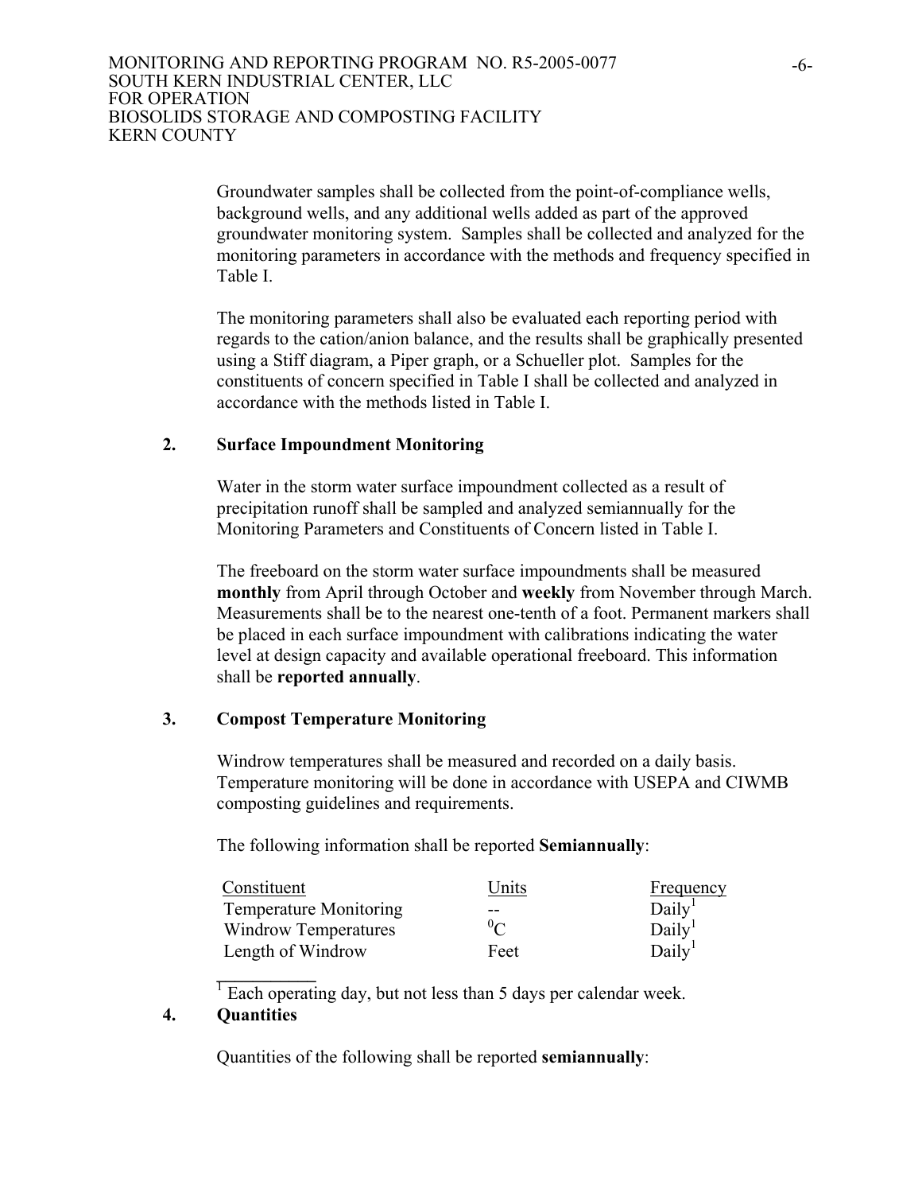Groundwater samples shall be collected from the point-of-compliance wells, background wells, and any additional wells added as part of the approved groundwater monitoring system. Samples shall be collected and analyzed for the monitoring parameters in accordance with the methods and frequency specified in Table I.

The monitoring parameters shall also be evaluated each reporting period with regards to the cation/anion balance, and the results shall be graphically presented using a Stiff diagram, a Piper graph, or a Schueller plot. Samples for the constituents of concern specified in Table I shall be collected and analyzed in accordance with the methods listed in Table I.

**2. Surface Impoundment Monitoring**

Water in the storm water surface impoundment collected as a result of precipitation runoff shall be sampled and analyzed semiannually for the Monitoring Parameters and Constituents of Concern listed in Table I.

The freeboard on the storm water surface impoundments shall be measured **monthly** from April through October and **weekly** from November through March. Measurements shall be to the nearest one-tenth of a foot. Permanent markers shall be placed in each surface impoundment with calibrations indicating the water level at design capacity and available operational freeboard. This information shall be **reported annually**.

**3. Compost Temperature Monitoring**

Windrow temperatures shall be measured and recorded on a daily basis. Temperature monitoring will be done in accordance with USEPA and CIWMB composting guidelines and requirements.

The following information shall be reported **Semiannually**:

| Constituent | Units | Frequency |
|---|---|---|
| Temperature Monitoring | -- | Daily[1] |
| Windrow Temperatures | $^0C$ | Daily[1] |
| Length of Windrow | Feet | Daily[1] |

[1] Each operating day, but not less than 5 days per calendar week.

**4. Quantities**

Quantities of the following shall be reported **semiannually**: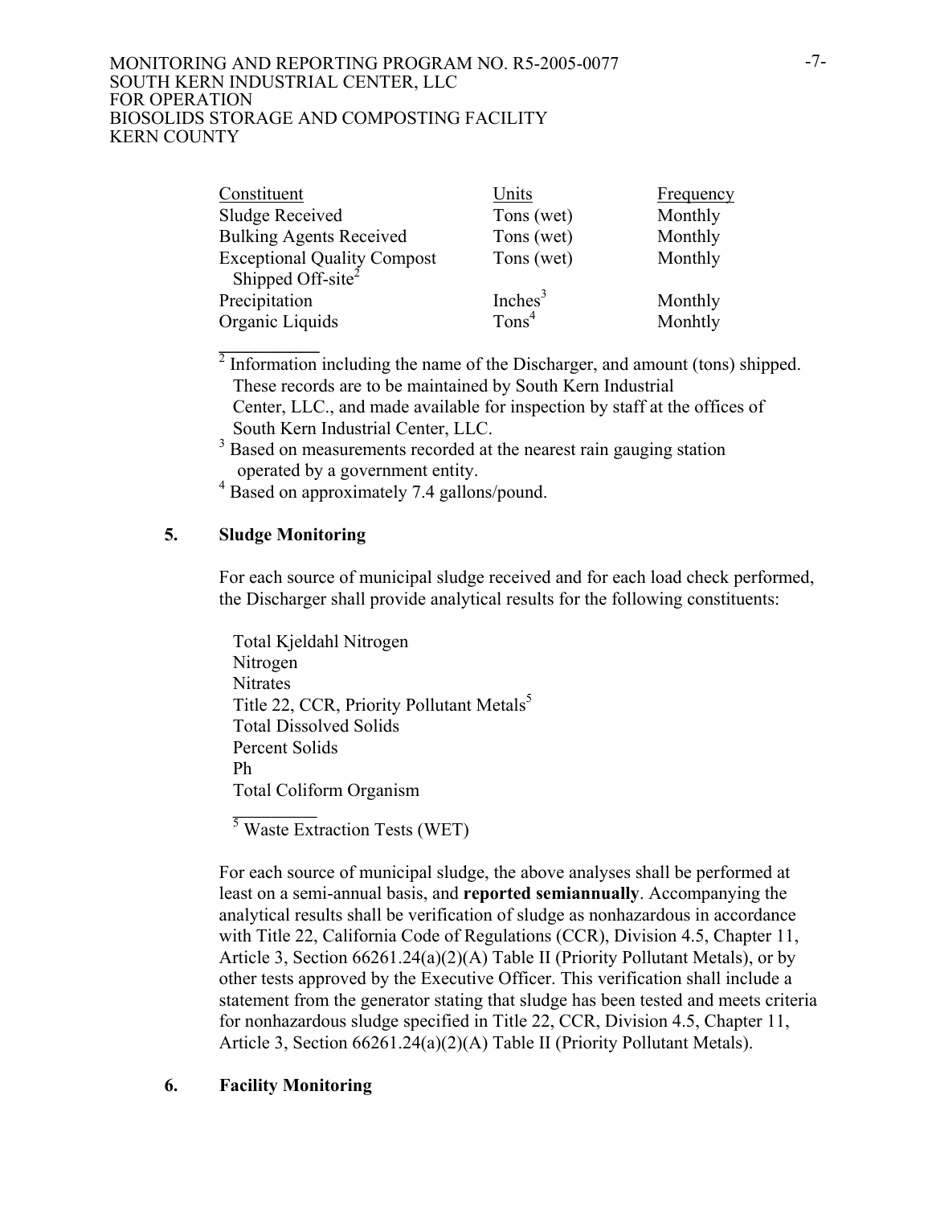| Constituent | Units | Frequency |
|---|---|---|
| Sludge Received | Tons (wet) | Monthly |
| Bulking Agents Received | Tons (wet) | Monthly |
| Exceptional Quality Compost Shipped Off-site[2] | Tons (wet) | Monthly |
| Precipitation | Inches[3] | Monthly |
| Organic Liquids | Tons[4] | Monhtly |

[2] Information including the name of the Discharger, and amount (tons) shipped. These records are to be maintained by South Kern Industrial Center, LLC., and made available for inspection by staff at the offices of South Kern Industrial Center, LLC.

[3] Based on measurements recorded at the nearest rain gauging station operated by a government entity.

[4] Based on approximately 7.4 gallons/pound.

### 5. Sludge Monitoring

For each source of municipal sludge received and for each load check performed, the Discharger shall provide analytical results for the following constituents:

- Total Kjeldahl Nitrogen
- Nitrogen
- Nitrates
- Title 22, CCR, Priority Pollutant Metals[5]
- Total Dissolved Solids
- Percent Solids
- Ph
- Total Coliform Organism

[5] Waste Extraction Tests (WET)

For each source of municipal sludge, the above analyses shall be performed at least on a semi-annual basis, and **reported semiannually**. Accompanying the analytical results shall be verification of sludge as nonhazardous in accordance with Title 22, California Code of Regulations (CCR), Division 4.5, Chapter 11, Article 3, Section 66261.24(a)(2)(A) Table II (Priority Pollutant Metals), or by other tests approved by the Executive Officer. This verification shall include a statement from the generator stating that sludge has been tested and meets criteria for nonhazardous sludge specified in Title 22, CCR, Division 4.5, Chapter 11, Article 3, Section 66261.24(a)(2)(A) Table II (Priority Pollutant Metals).

### 6. Facility Monitoring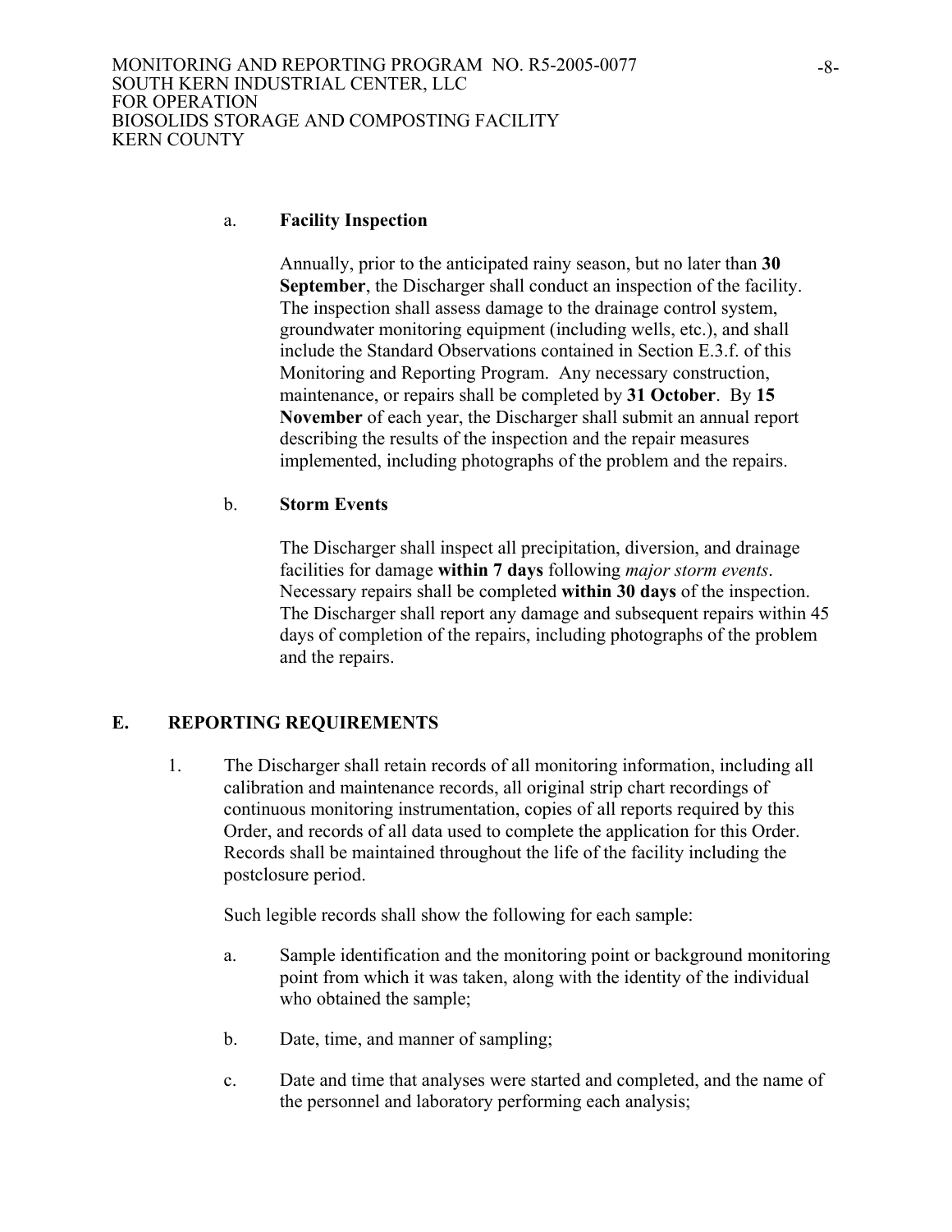a. **Facility Inspection**

Annually, prior to the anticipated rainy season, but no later than **30 September**, the Discharger shall conduct an inspection of the facility. The inspection shall assess damage to the drainage control system, groundwater monitoring equipment (including wells, etc.), and shall include the Standard Observations contained in Section E.3.f. of this Monitoring and Reporting Program. Any necessary construction, maintenance, or repairs shall be completed by **31 October**. By **15 November** of each year, the Discharger shall submit an annual report describing the results of the inspection and the repair measures implemented, including photographs of the problem and the repairs.

b. **Storm Events**

The Discharger shall inspect all precipitation, diversion, and drainage facilities for damage **within 7 days** following *major storm events*. Necessary repairs shall be completed **within 30 days** of the inspection. The Discharger shall report any damage and subsequent repairs within 45 days of completion of the repairs, including photographs of the problem and the repairs.

## E. REPORTING REQUIREMENTS

1. The Discharger shall retain records of all monitoring information, including all calibration and maintenance records, all original strip chart recordings of continuous monitoring instrumentation, copies of all reports required by this Order, and records of all data used to complete the application for this Order. Records shall be maintained throughout the life of the facility including the postclosure period.

   Such legible records shall show the following for each sample:

   a. Sample identification and the monitoring point or background monitoring point from which it was taken, along with the identity of the individual who obtained the sample;

   b. Date, time, and manner of sampling;

   c. Date and time that analyses were started and completed, and the name of the personnel and laboratory performing each analysis;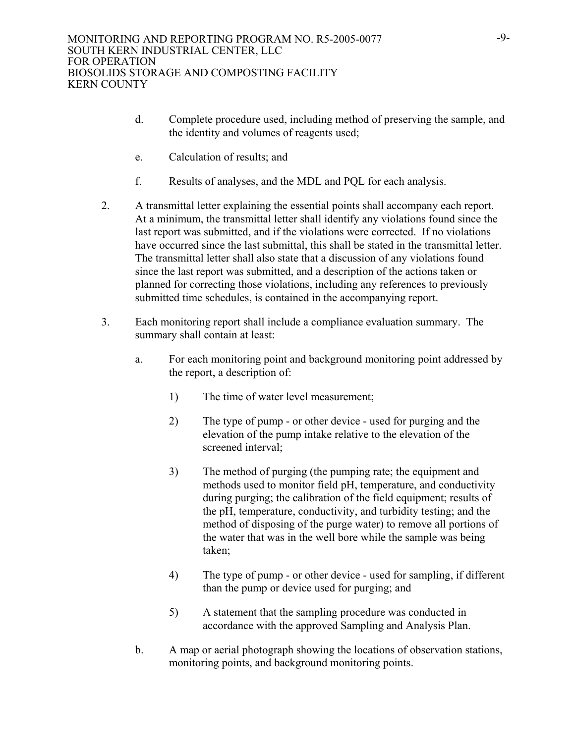d. Complete procedure used, including method of preserving the sample, and the identity and volumes of reagents used;

e. Calculation of results; and

f. Results of analyses, and the MDL and PQL for each analysis.

2. A transmittal letter explaining the essential points shall accompany each report. At a minimum, the transmittal letter shall identify any violations found since the last report was submitted, and if the violations were corrected. If no violations have occurred since the last submittal, this shall be stated in the transmittal letter. The transmittal letter shall also state that a discussion of any violations found since the last report was submitted, and a description of the actions taken or planned for correcting those violations, including any references to previously submitted time schedules, is contained in the accompanying report.

3. Each monitoring report shall include a compliance evaluation summary. The summary shall contain at least:

   a. For each monitoring point and background monitoring point addressed by the report, a description of:

      1) The time of water level measurement;

      2) The type of pump - or other device - used for purging and the elevation of the pump intake relative to the elevation of the screened interval;

      3) The method of purging (the pumping rate; the equipment and methods used to monitor field pH, temperature, and conductivity during purging; the calibration of the field equipment; results of the pH, temperature, conductivity, and turbidity testing; and the method of disposing of the purge water) to remove all portions of the water that was in the well bore while the sample was being taken;

      4) The type of pump - or other device - used for sampling, if different than the pump or device used for purging; and

      5) A statement that the sampling procedure was conducted in accordance with the approved Sampling and Analysis Plan.

   b. A map or aerial photograph showing the locations of observation stations, monitoring points, and background monitoring points.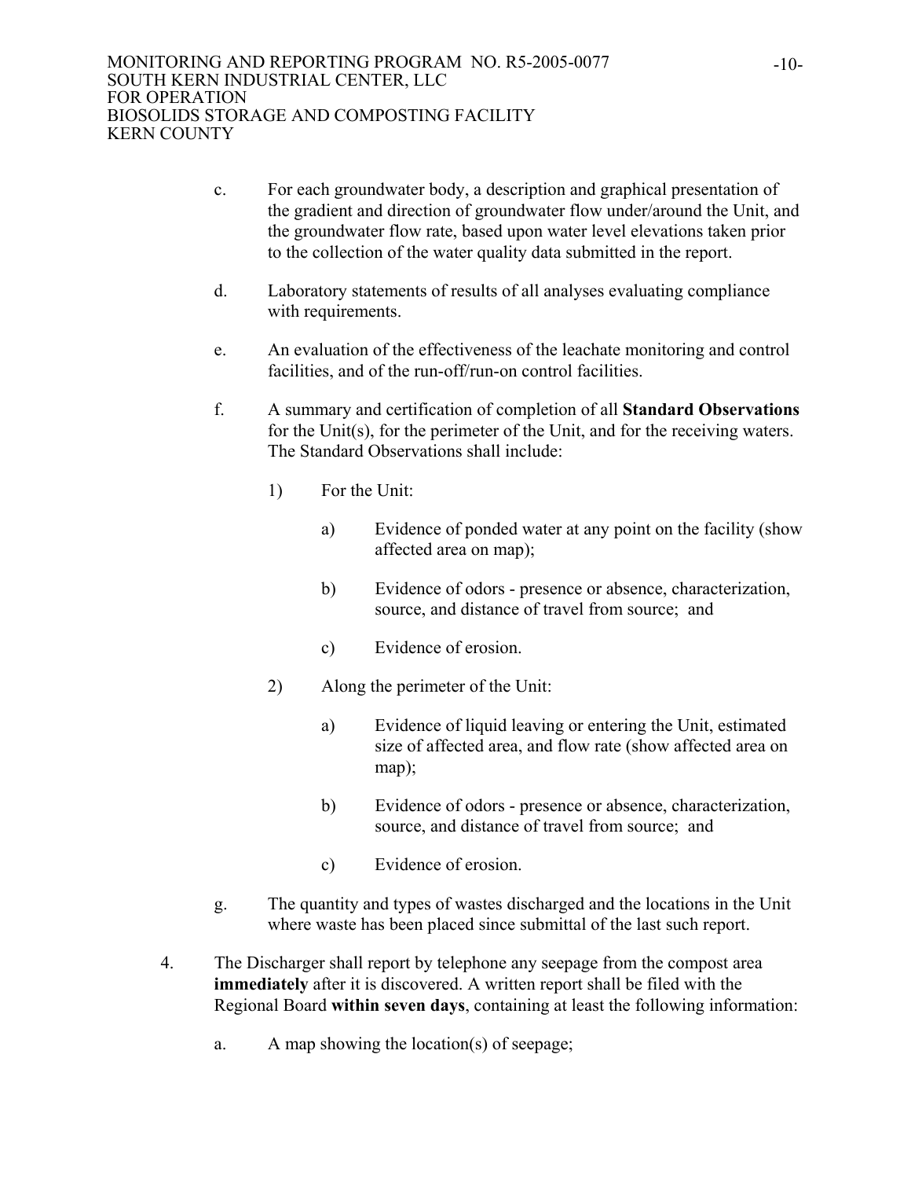c. For each groundwater body, a description and graphical presentation of the gradient and direction of groundwater flow under/around the Unit, and the groundwater flow rate, based upon water level elevations taken prior to the collection of the water quality data submitted in the report.

d. Laboratory statements of results of all analyses evaluating compliance with requirements.

e. An evaluation of the effectiveness of the leachate monitoring and control facilities, and of the run-off/run-on control facilities.

f. A summary and certification of completion of all **Standard Observations** for the Unit(s), for the perimeter of the Unit, and for the receiving waters. The Standard Observations shall include:

   1) For the Unit:

      a) Evidence of ponded water at any point on the facility (show affected area on map);

      b) Evidence of odors - presence or absence, characterization, source, and distance of travel from source; and

      c) Evidence of erosion.

   2) Along the perimeter of the Unit:

      a) Evidence of liquid leaving or entering the Unit, estimated size of affected area, and flow rate (show affected area on map);

      b) Evidence of odors - presence or absence, characterization, source, and distance of travel from source; and

      c) Evidence of erosion.

g. The quantity and types of wastes discharged and the locations in the Unit where waste has been placed since submittal of the last such report.

4. The Discharger shall report by telephone any seepage from the compost area **immediately** after it is discovered. A written report shall be filed with the Regional Board **within seven days**, containing at least the following information:

   a. A map showing the location(s) of seepage;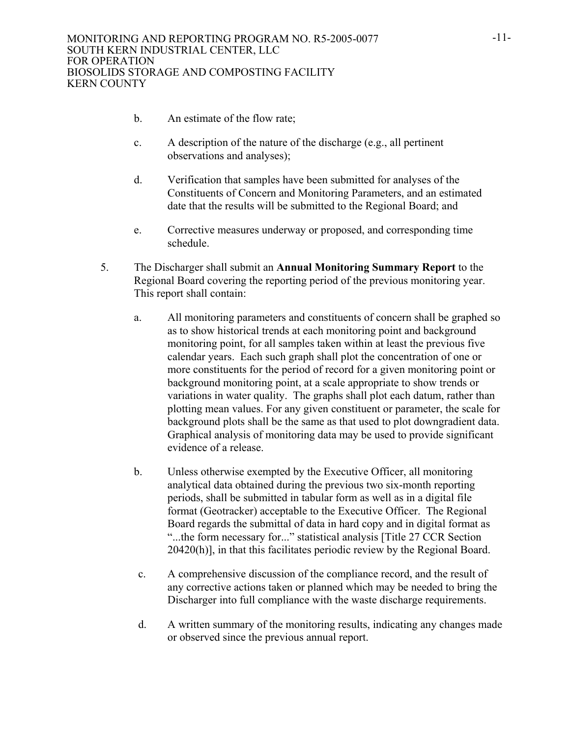b. An estimate of the flow rate;

c. A description of the nature of the discharge (e.g., all pertinent observations and analyses);

d. Verification that samples have been submitted for analyses of the Constituents of Concern and Monitoring Parameters, and an estimated date that the results will be submitted to the Regional Board; and

e. Corrective measures underway or proposed, and corresponding time schedule.

5. The Discharger shall submit an **Annual Monitoring Summary Report** to the Regional Board covering the reporting period of the previous monitoring year. This report shall contain:

   a. All monitoring parameters and constituents of concern shall be graphed so as to show historical trends at each monitoring point and background monitoring point, for all samples taken within at least the previous five calendar years. Each such graph shall plot the concentration of one or more constituents for the period of record for a given monitoring point or background monitoring point, at a scale appropriate to show trends or variations in water quality. The graphs shall plot each datum, rather than plotting mean values. For any given constituent or parameter, the scale for background plots shall be the same as that used to plot downgradient data. Graphical analysis of monitoring data may be used to provide significant evidence of a release.

   b. Unless otherwise exempted by the Executive Officer, all monitoring analytical data obtained during the previous two six-month reporting periods, shall be submitted in tabular form as well as in a digital file format (Geotracker) acceptable to the Executive Officer. The Regional Board regards the submittal of data in hard copy and in digital format as "...the form necessary for..." statistical analysis [Title 27 CCR Section 20420(h)], in that this facilitates periodic review by the Regional Board.

   c. A comprehensive discussion of the compliance record, and the result of any corrective actions taken or planned which may be needed to bring the Discharger into full compliance with the waste discharge requirements.

   d. A written summary of the monitoring results, indicating any changes made or observed since the previous annual report.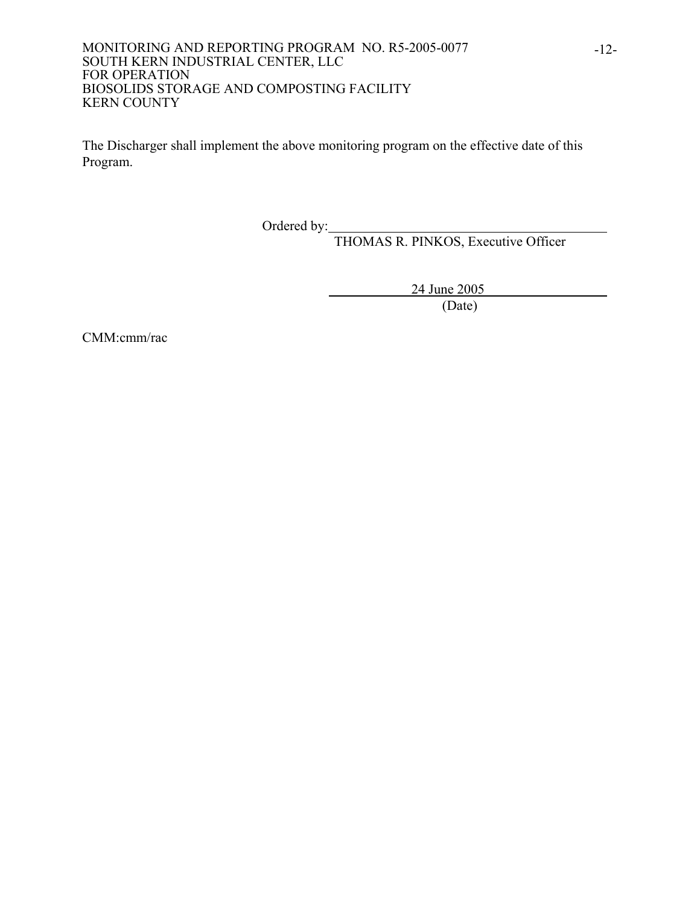The Discharger shall implement the above monitoring program on the effective date of this Program.

Ordered by: \_\_\_\_\_\_\_\_\_\_\_\_\_\_\_\_\_\_\_\_\_\_\_\_\_\_\_\_\_\_\_\_\_\_\_\_\_\_\_\_

THOMAS R. PINKOS, Executive Officer

24 June 2005

(Date)

CMM:cmm/rac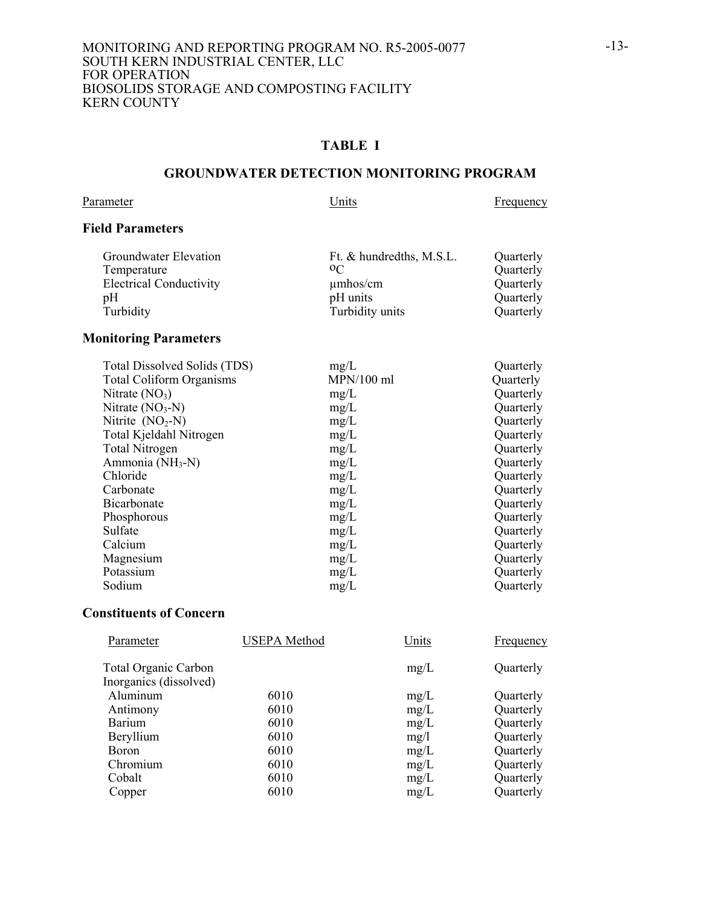## TABLE I

## GROUNDWATER DETECTION MONITORING PROGRAM

| Parameter | Units | Frequency |
|---|---|---|
| **Field Parameters** | | |
| Groundwater Elevation | Ft. & hundredths, M.S.L. | Quarterly |
| Temperature | $^{o}C$ | Quarterly |
| Electrical Conductivity | µmhos/cm | Quarterly |
| pH | pH units | Quarterly |
| Turbidity | Turbidity units | Quarterly |
| **Monitoring Parameters** | | |
| Total Dissolved Solids (TDS) | mg/L | Quarterly |
| Total Coliform Organisms | MPN/100 ml | Quarterly |
| Nitrate ($NO_3$) | mg/L | Quarterly |
| Nitrate ($NO_3$-N) | mg/L | Quarterly |
| Nitrite ($NO_2$-N) | mg/L | Quarterly |
| Total Kjeldahl Nitrogen | mg/L | Quarterly |
| Total Nitrogen | mg/L | Quarterly |
| Ammonia ($NH_3$-N) | mg/L | Quarterly |
| Chloride | mg/L | Quarterly |
| Carbonate | mg/L | Quarterly |
| Bicarbonate | mg/L | Quarterly |
| Phosphorous | mg/L | Quarterly |
| Sulfate | mg/L | Quarterly |
| Calcium | mg/L | Quarterly |
| Magnesium | mg/L | Quarterly |
| Potassium | mg/L | Quarterly |
| Sodium | mg/L | Quarterly |

### Constituents of Concern

| Parameter | USEPA Method | Units | Frequency |
|---|---|---|---|
| Total Organic Carbon | | mg/L | Quarterly |
| Inorganics (dissolved) | | | |
| Aluminum | 6010 | mg/L | Quarterly |
| Antimony | 6010 | mg/L | Quarterly |
| Barium | 6010 | mg/L | Quarterly |
| Beryllium | 6010 | mg/l | Quarterly |
| Boron | 6010 | mg/L | Quarterly |
| Chromium | 6010 | mg/L | Quarterly |
| Cobalt | 6010 | mg/L | Quarterly |
| Copper | 6010 | mg/L | Quarterly |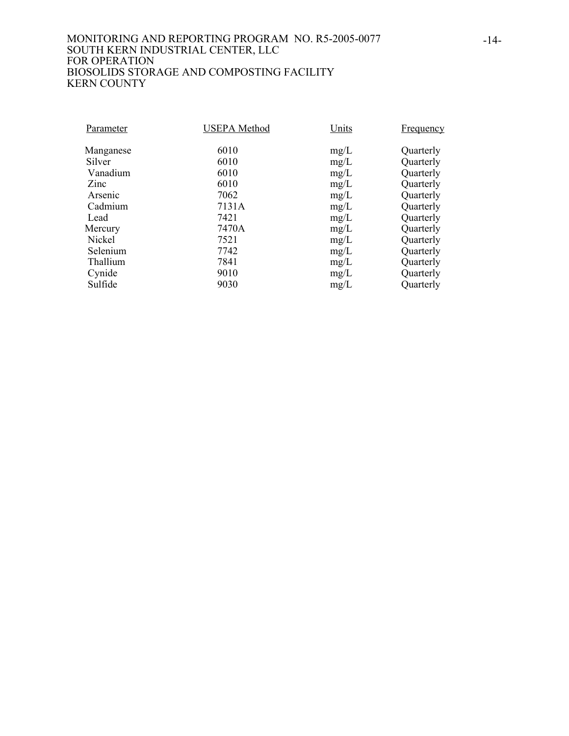| Parameter | USEPA Method | Units | Frequency |
|---|---|---|---|
| Manganese | 6010 | mg/L | Quarterly |
| Silver | 6010 | mg/L | Quarterly |
| Vanadium | 6010 | mg/L | Quarterly |
| Zinc | 6010 | mg/L | Quarterly |
| Arsenic | 7062 | mg/L | Quarterly |
| Cadmium | 7131A | mg/L | Quarterly |
| Lead | 7421 | mg/L | Quarterly |
| Mercury | 7470A | mg/L | Quarterly |
| Nickel | 7521 | mg/L | Quarterly |
| Selenium | 7742 | mg/L | Quarterly |
| Thallium | 7841 | mg/L | Quarterly |
| Cynide | 9010 | mg/L | Quarterly |
| Sulfide | 9030 | mg/L | Quarterly |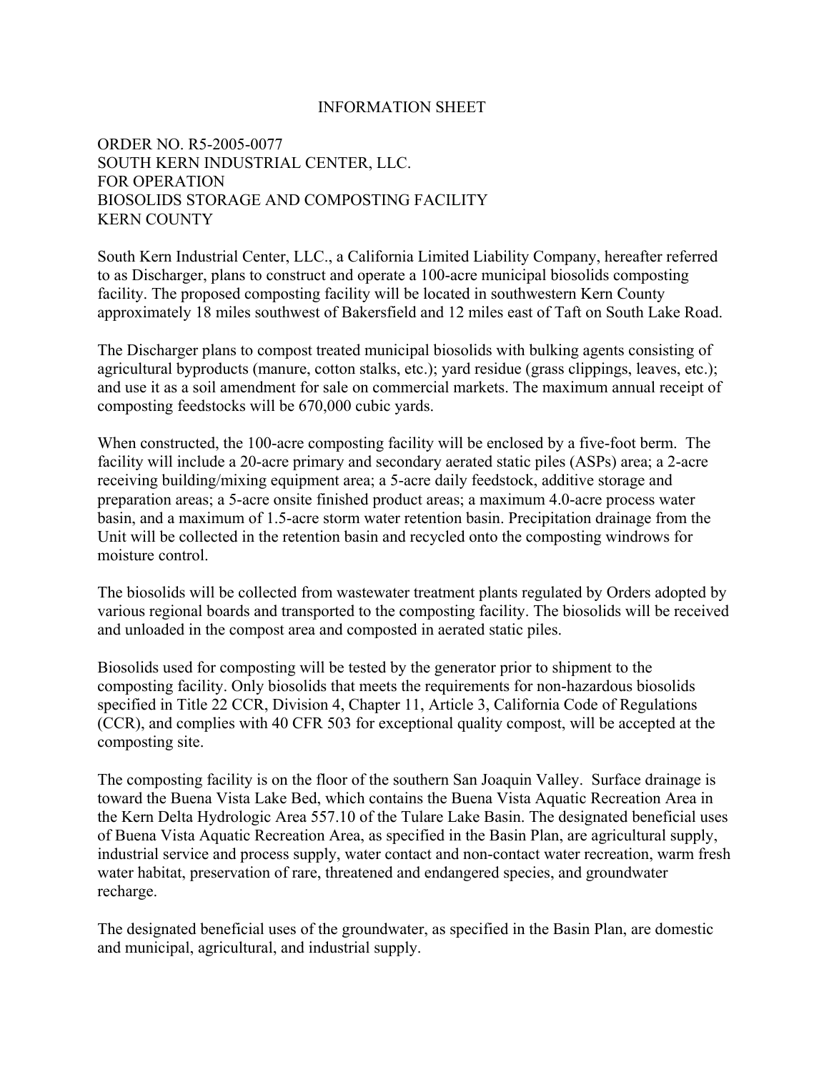# INFORMATION SHEET

ORDER NO. R5-2005-0077
SOUTH KERN INDUSTRIAL CENTER, LLC.
FOR OPERATION
BIOSOLIDS STORAGE AND COMPOSTING FACILITY
KERN COUNTY

South Kern Industrial Center, LLC., a California Limited Liability Company, hereafter referred to as Discharger, plans to construct and operate a 100-acre municipal biosolids composting facility. The proposed composting facility will be located in southwestern Kern County approximately 18 miles southwest of Bakersfield and 12 miles east of Taft on South Lake Road.

The Discharger plans to compost treated municipal biosolids with bulking agents consisting of agricultural byproducts (manure, cotton stalks, etc.); yard residue (grass clippings, leaves, etc.); and use it as a soil amendment for sale on commercial markets. The maximum annual receipt of composting feedstocks will be 670,000 cubic yards.

When constructed, the 100-acre composting facility will be enclosed by a five-foot berm. The facility will include a 20-acre primary and secondary aerated static piles (ASPs) area; a 2-acre receiving building/mixing equipment area; a 5-acre daily feedstock, additive storage and preparation areas; a 5-acre onsite finished product areas; a maximum 4.0-acre process water basin, and a maximum of 1.5-acre storm water retention basin. Precipitation drainage from the Unit will be collected in the retention basin and recycled onto the composting windrows for moisture control.

The biosolids will be collected from wastewater treatment plants regulated by Orders adopted by various regional boards and transported to the composting facility. The biosolids will be received and unloaded in the compost area and composted in aerated static piles.

Biosolids used for composting will be tested by the generator prior to shipment to the composting facility. Only biosolids that meets the requirements for non-hazardous biosolids specified in Title 22 CCR, Division 4, Chapter 11, Article 3, California Code of Regulations (CCR), and complies with 40 CFR 503 for exceptional quality compost, will be accepted at the composting site.

The composting facility is on the floor of the southern San Joaquin Valley. Surface drainage is toward the Buena Vista Lake Bed, which contains the Buena Vista Aquatic Recreation Area in the Kern Delta Hydrologic Area 557.10 of the Tulare Lake Basin. The designated beneficial uses of Buena Vista Aquatic Recreation Area, as specified in the Basin Plan, are agricultural supply, industrial service and process supply, water contact and non-contact water recreation, warm fresh water habitat, preservation of rare, threatened and endangered species, and groundwater recharge.

The designated beneficial uses of the groundwater, as specified in the Basin Plan, are domestic and municipal, agricultural, and industrial supply.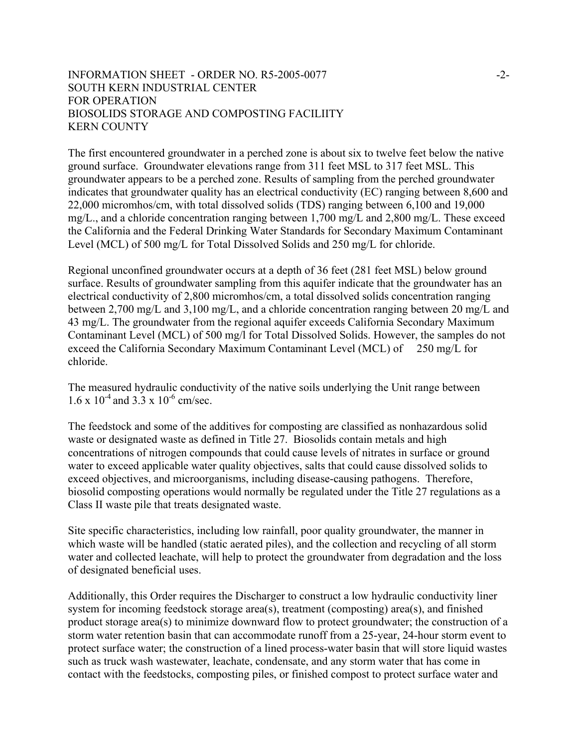The first encountered groundwater in a perched zone is about six to twelve feet below the native ground surface. Groundwater elevations range from 311 feet MSL to 317 feet MSL. This groundwater appears to be a perched zone. Results of sampling from the perched groundwater indicates that groundwater quality has an electrical conductivity (EC) ranging between 8,600 and 22,000 micromhos/cm, with total dissolved solids (TDS) ranging between 6,100 and 19,000 mg/L., and a chloride concentration ranging between 1,700 mg/L and 2,800 mg/L. These exceed the California and the Federal Drinking Water Standards for Secondary Maximum Contaminant Level (MCL) of 500 mg/L for Total Dissolved Solids and 250 mg/L for chloride.

Regional unconfined groundwater occurs at a depth of 36 feet (281 feet MSL) below ground surface. Results of groundwater sampling from this aquifer indicate that the groundwater has an electrical conductivity of 2,800 micromhos/cm, a total dissolved solids concentration ranging between 2,700 mg/L and 3,100 mg/L, and a chloride concentration ranging between 20 mg/L and 43 mg/L. The groundwater from the regional aquifer exceeds California Secondary Maximum Contaminant Level (MCL) of 500 mg/l for Total Dissolved Solids. However, the samples do not exceed the California Secondary Maximum Contaminant Level (MCL) of 250 mg/L for chloride.

The measured hydraulic conductivity of the native soils underlying the Unit range between $1.6 \times 10^{-4}$ and $3.3 \times 10^{-6}$ cm/sec.

The feedstock and some of the additives for composting are classified as nonhazardous solid waste or designated waste as defined in Title 27. Biosolids contain metals and high concentrations of nitrogen compounds that could cause levels of nitrates in surface or ground water to exceed applicable water quality objectives, salts that could cause dissolved solids to exceed objectives, and microorganisms, including disease-causing pathogens. Therefore, biosolid composting operations would normally be regulated under the Title 27 regulations as a Class II waste pile that treats designated waste.

Site specific characteristics, including low rainfall, poor quality groundwater, the manner in which waste will be handled (static aerated piles), and the collection and recycling of all storm water and collected leachate, will help to protect the groundwater from degradation and the loss of designated beneficial uses.

Additionally, this Order requires the Discharger to construct a low hydraulic conductivity liner system for incoming feedstock storage area(s), treatment (composting) area(s), and finished product storage area(s) to minimize downward flow to protect groundwater; the construction of a storm water retention basin that can accommodate runoff from a 25-year, 24-hour storm event to protect surface water; the construction of a lined process-water basin that will store liquid wastes such as truck wash wastewater, leachate, condensate, and any storm water that has come in contact with the feedstocks, composting piles, or finished compost to protect surface water and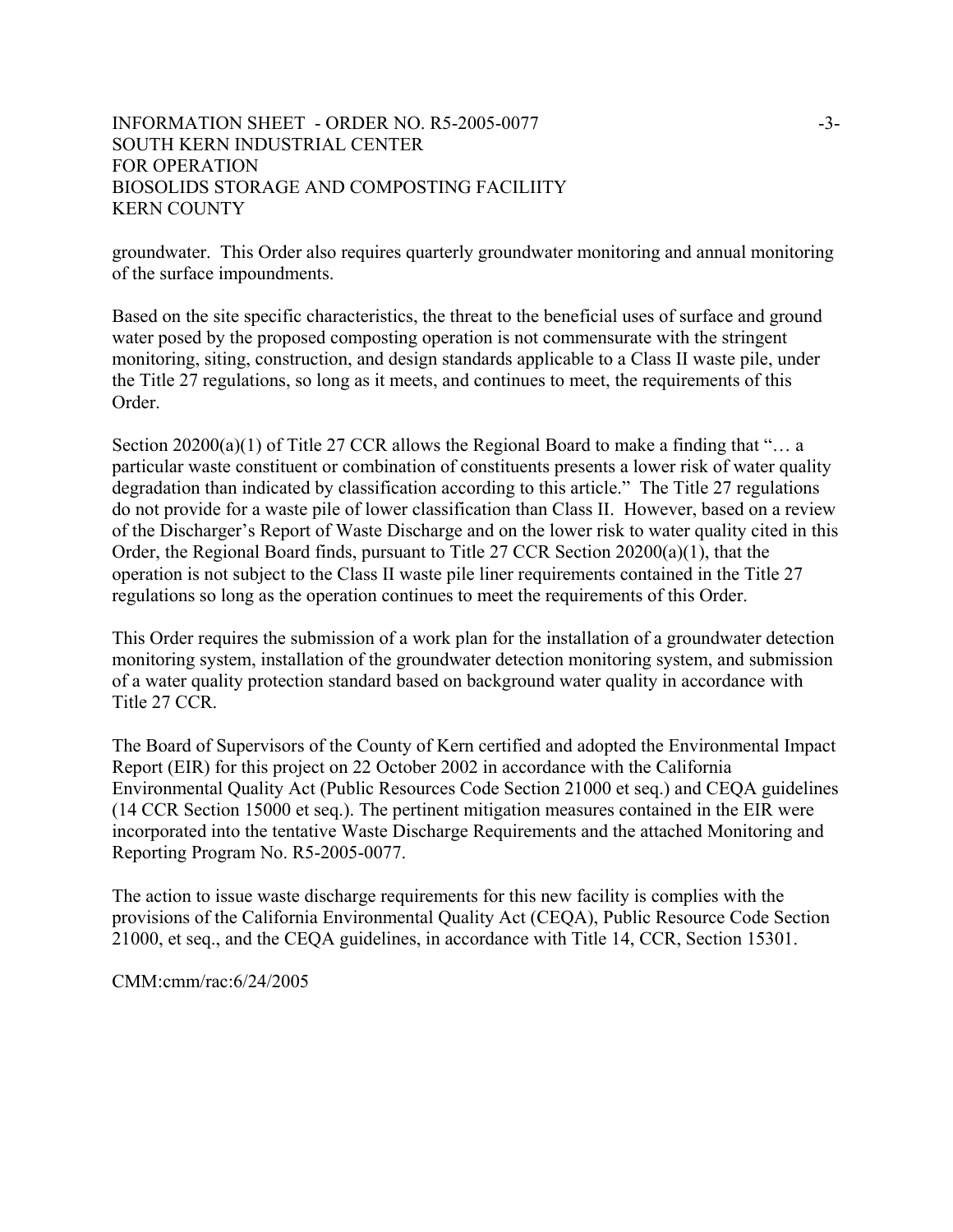groundwater. This Order also requires quarterly groundwater monitoring and annual monitoring of the surface impoundments.

Based on the site specific characteristics, the threat to the beneficial uses of surface and ground water posed by the proposed composting operation is not commensurate with the stringent monitoring, siting, construction, and design standards applicable to a Class II waste pile, under the Title 27 regulations, so long as it meets, and continues to meet, the requirements of this Order.

Section 20200(a)(1) of Title 27 CCR allows the Regional Board to make a finding that "… a particular waste constituent or combination of constituents presents a lower risk of water quality degradation than indicated by classification according to this article." The Title 27 regulations do not provide for a waste pile of lower classification than Class II. However, based on a review of the Discharger's Report of Waste Discharge and on the lower risk to water quality cited in this Order, the Regional Board finds, pursuant to Title 27 CCR Section 20200(a)(1), that the operation is not subject to the Class II waste pile liner requirements contained in the Title 27 regulations so long as the operation continues to meet the requirements of this Order.

This Order requires the submission of a work plan for the installation of a groundwater detection monitoring system, installation of the groundwater detection monitoring system, and submission of a water quality protection standard based on background water quality in accordance with Title 27 CCR.

The Board of Supervisors of the County of Kern certified and adopted the Environmental Impact Report (EIR) for this project on 22 October 2002 in accordance with the California Environmental Quality Act (Public Resources Code Section 21000 et seq.) and CEQA guidelines (14 CCR Section 15000 et seq.). The pertinent mitigation measures contained in the EIR were incorporated into the tentative Waste Discharge Requirements and the attached Monitoring and Reporting Program No. R5-2005-0077.

The action to issue waste discharge requirements for this new facility is complies with the provisions of the California Environmental Quality Act (CEQA), Public Resource Code Section 21000, et seq., and the CEQA guidelines, in accordance with Title 14, CCR, Section 15301.

CMM:cmm/rac:6/24/2005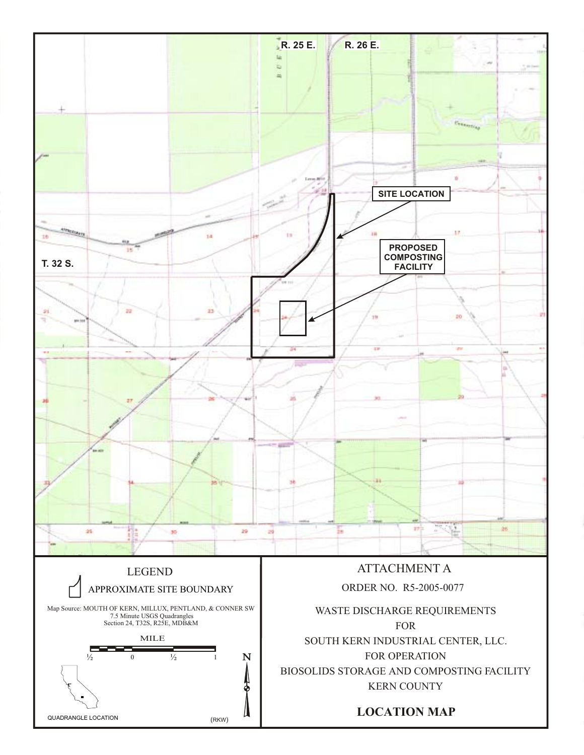R. 25 E. R. 26 E.

SITE LOCATION

PROPOSED COMPOSTING FACILITY

T. 32 S.

LEGEND

APPROXIMATE SITE BOUNDARY

Map Source: MOUTH OF KERN, MILLUX, PENTLAND, & CONNER SW 7.5 Minute USGS Quadrangles Section 24, T32S, R25E, MDB&M

MILE

½ 0 ½ 1

N

QUADRANGLE LOCATION

(RKW)

ATTACHMENT A

ORDER NO. R5-2005-0077

WASTE DISCHARGE REQUIREMENTS
FOR
SOUTH KERN INDUSTRIAL CENTER, LLC.
FOR OPERATION
BIOSOLIDS STORAGE AND COMPOSTING FACILITY
KERN COUNTY

**LOCATION MAP**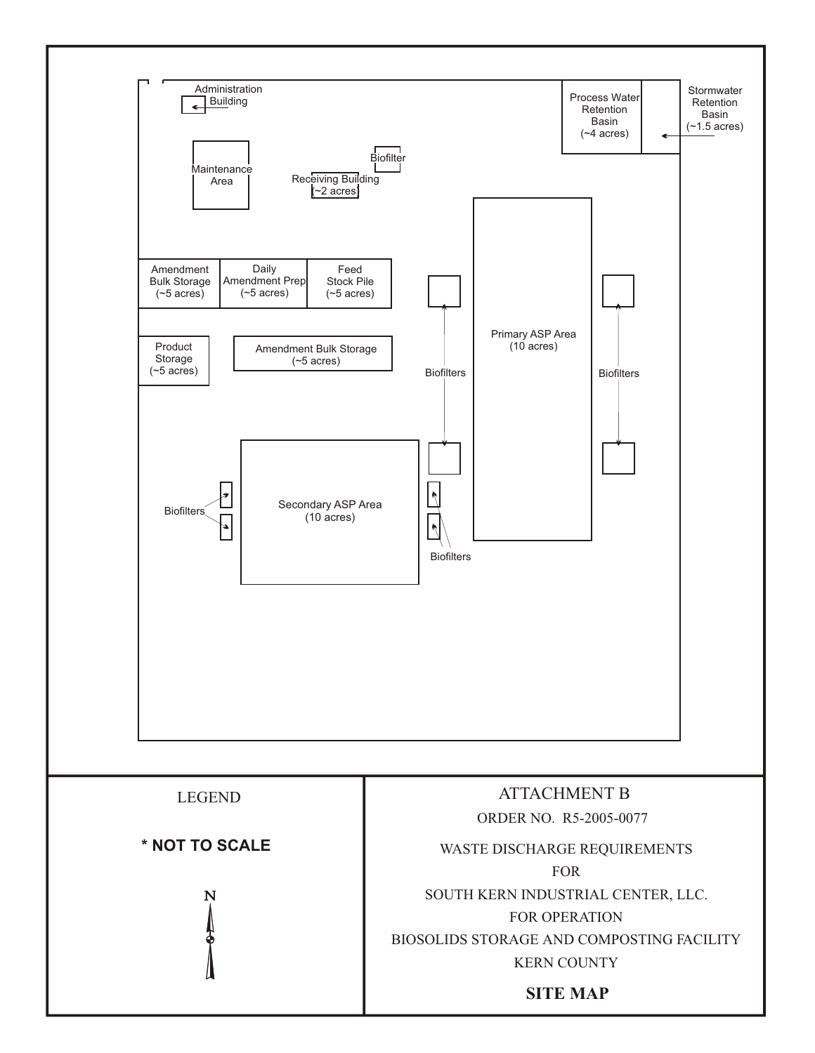Administration Building

Maintenance Area

Biofilter

Receiving Building (~2 acres)

Process Water Retention Basin (~4 acres)

Stormwater Retention Basin (~1.5 acres)

Amendment Bulk Storage (~5 acres)

Daily Amendment Prep (~5 acres)

Feed Stock Pile (~5 acres)

Product Storage (~5 acres)

Amendment Bulk Storage (~5 acres)

Biofilters

Primary ASP Area (10 acres)

Biofilters

Biofilters

Secondary ASP Area (10 acres)

Biofilters

LEGEND

**\* NOT TO SCALE**

N

ATTACHMENT B

ORDER NO. R5-2005-0077

WASTE DISCHARGE REQUIREMENTS

FOR

SOUTH KERN INDUSTRIAL CENTER, LLC.

FOR OPERATION

BIOSOLIDS STORAGE AND COMPOSTING FACILITY

KERN COUNTY

**SITE MAP**